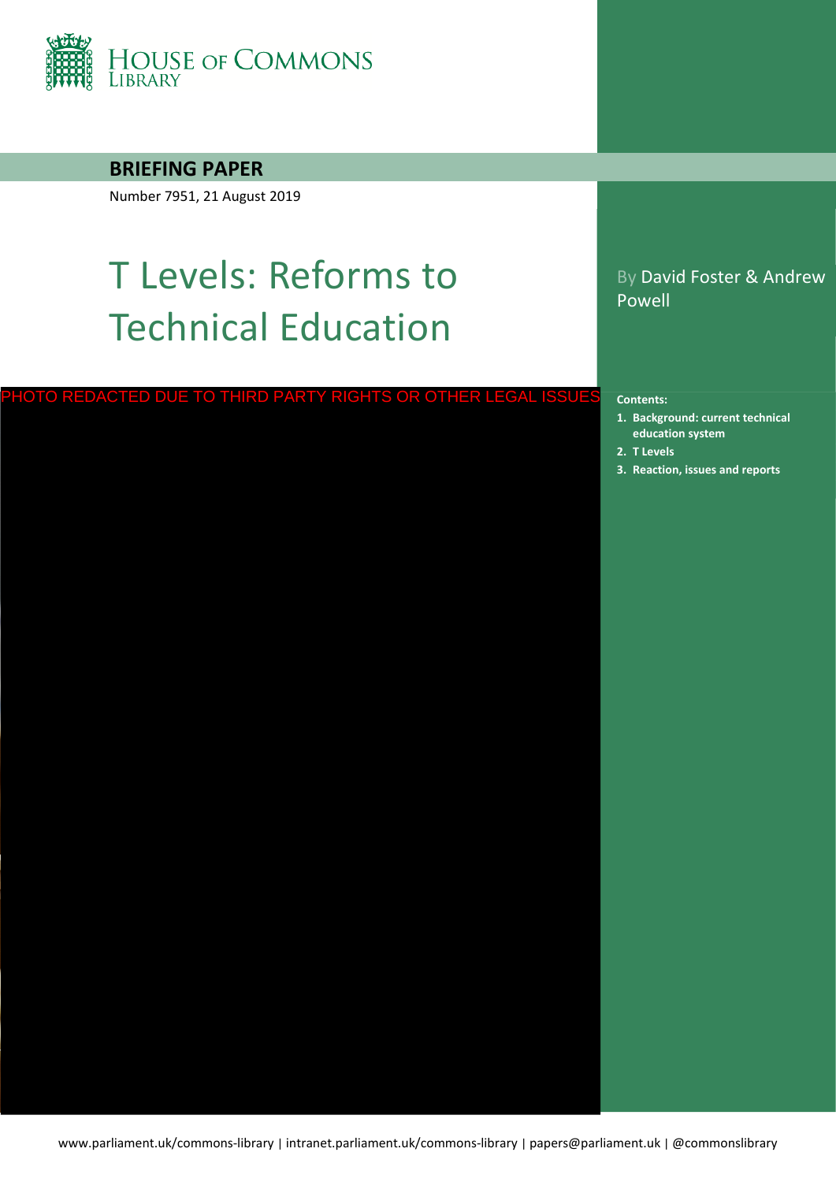HOUSE OF COMMONS LIBRARY

**BRIEFING PAPER**

Number 7951, 21 August 2019

# T Levels: Reforms to Technical Education

By David Foster & Andrew Powell

PHOTO REDACTED DUE TO THIRD PARTY RIGHTS OR OTHER LEGAL ISSUES

**Contents:**

1. **Background: current technical education system**
2. **T Levels**
3. **Reaction, issues and reports**

www.parliament.uk/commons-library | intranet.parliament.uk/commons-library | papers@parliament.uk | @commonslibrary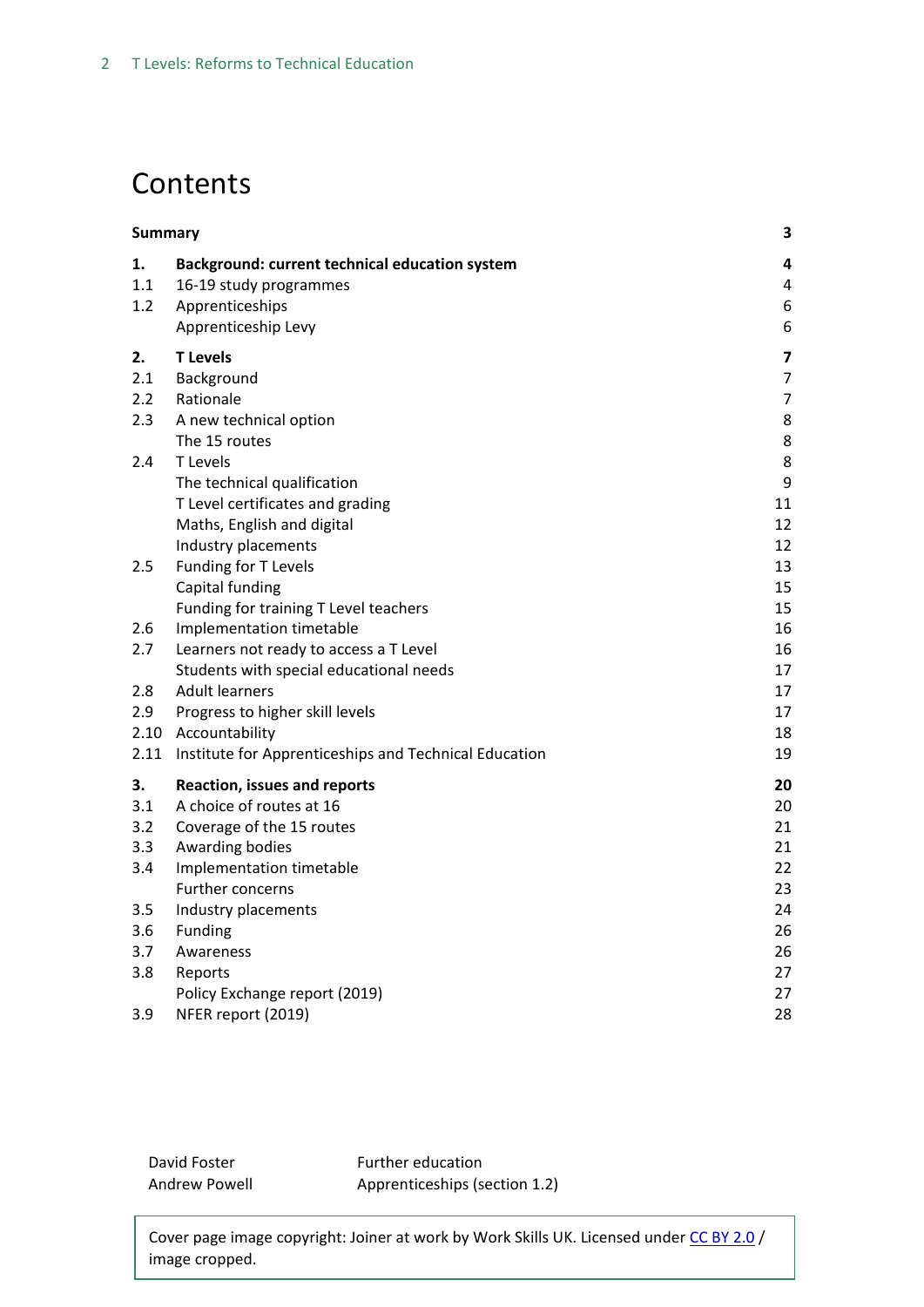# Contents

| | | |
|---|---|---|
| **Summary** | | **3** |
| **1.** | **Background: current technical education system** | **4** |
| 1.1 | 16-19 study programmes | 4 |
| 1.2 | Apprenticeships | 6 |
| | Apprenticeship Levy | 6 |
| **2.** | **T Levels** | **7** |
| 2.1 | Background | 7 |
| 2.2 | Rationale | 7 |
| 2.3 | A new technical option | 8 |
| | The 15 routes | 8 |
| 2.4 | T Levels | 8 |
| | The technical qualification | 9 |
| | T Level certificates and grading | 11 |
| | Maths, English and digital | 12 |
| | Industry placements | 12 |
| 2.5 | Funding for T Levels | 13 |
| | Capital funding | 15 |
| | Funding for training T Level teachers | 15 |
| 2.6 | Implementation timetable | 16 |
| 2.7 | Learners not ready to access a T Level | 16 |
| | Students with special educational needs | 17 |
| 2.8 | Adult learners | 17 |
| 2.9 | Progress to higher skill levels | 17 |
| 2.10 | Accountability | 18 |
| 2.11 | Institute for Apprenticeships and Technical Education | 19 |
| **3.** | **Reaction, issues and reports** | **20** |
| 3.1 | A choice of routes at 16 | 20 |
| 3.2 | Coverage of the 15 routes | 21 |
| 3.3 | Awarding bodies | 21 |
| 3.4 | Implementation timetable | 22 |
| | Further concerns | 23 |
| 3.5 | Industry placements | 24 |
| 3.6 | Funding | 26 |
| 3.7 | Awareness | 26 |
| 3.8 | Reports | 27 |
| | Policy Exchange report (2019) | 27 |
| 3.9 | NFER report (2019) | 28 |

David Foster — Further education
Andrew Powell — Apprenticeships (section 1.2)

Cover page image copyright: Joiner at work by Work Skills UK. Licensed under CC BY 2.0 / image cropped.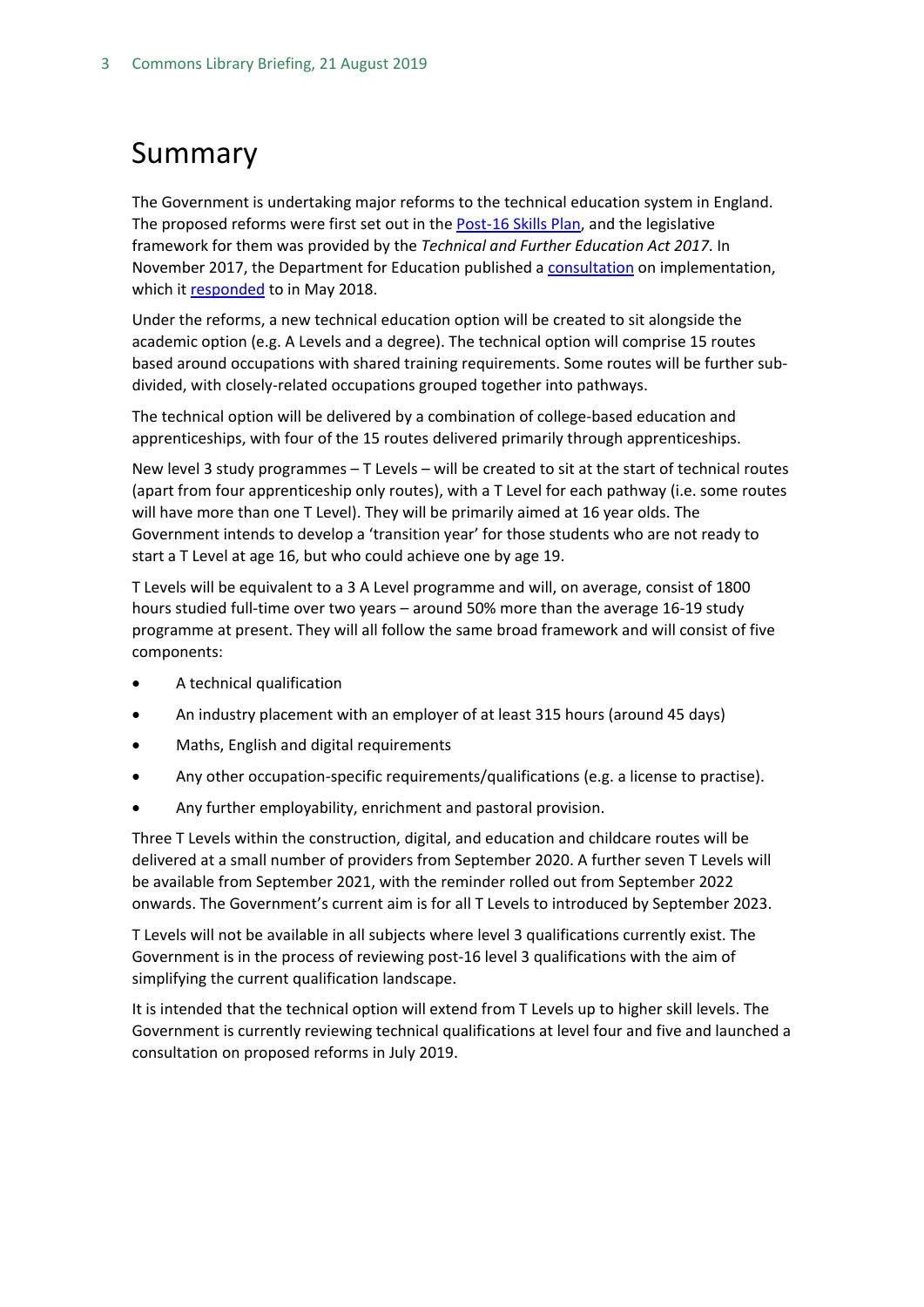# Summary

The Government is undertaking major reforms to the technical education system in England. The proposed reforms were first set out in the Post-16 Skills Plan, and the legislative framework for them was provided by the *Technical and Further Education Act 2017*. In November 2017, the Department for Education published a consultation on implementation, which it responded to in May 2018.

Under the reforms, a new technical education option will be created to sit alongside the academic option (e.g. A Levels and a degree). The technical option will comprise 15 routes based around occupations with shared training requirements. Some routes will be further sub-divided, with closely-related occupations grouped together into pathways.

The technical option will be delivered by a combination of college-based education and apprenticeships, with four of the 15 routes delivered primarily through apprenticeships.

New level 3 study programmes – T Levels – will be created to sit at the start of technical routes (apart from four apprenticeship only routes), with a T Level for each pathway (i.e. some routes will have more than one T Level). They will be primarily aimed at 16 year olds. The Government intends to develop a 'transition year' for those students who are not ready to start a T Level at age 16, but who could achieve one by age 19.

T Levels will be equivalent to a 3 A Level programme and will, on average, consist of 1800 hours studied full-time over two years – around 50% more than the average 16-19 study programme at present. They will all follow the same broad framework and will consist of five components:

- A technical qualification
- An industry placement with an employer of at least 315 hours (around 45 days)
- Maths, English and digital requirements
- Any other occupation-specific requirements/qualifications (e.g. a license to practise).
- Any further employability, enrichment and pastoral provision.

Three T Levels within the construction, digital, and education and childcare routes will be delivered at a small number of providers from September 2020. A further seven T Levels will be available from September 2021, with the reminder rolled out from September 2022 onwards. The Government's current aim is for all T Levels to introduced by September 2023.

T Levels will not be available in all subjects where level 3 qualifications currently exist. The Government is in the process of reviewing post-16 level 3 qualifications with the aim of simplifying the current qualification landscape.

It is intended that the technical option will extend from T Levels up to higher skill levels. The Government is currently reviewing technical qualifications at level four and five and launched a consultation on proposed reforms in July 2019.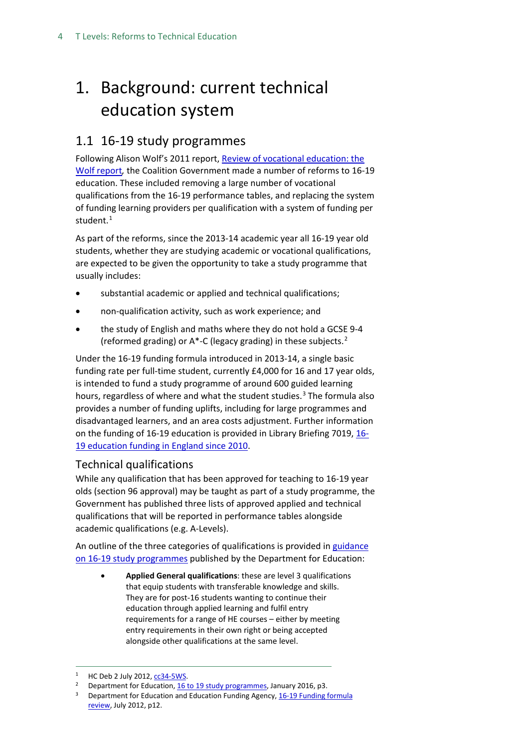# 1. Background: current technical education system

## 1.1 16-19 study programmes

Following Alison Wolf's 2011 report, Review of vocational education: the Wolf report, the Coalition Government made a number of reforms to 16-19 education. These included removing a large number of vocational qualifications from the 16-19 performance tables, and replacing the system of funding learning providers per qualification with a system of funding per student.[1]

As part of the reforms, since the 2013-14 academic year all 16-19 year old students, whether they are studying academic or vocational qualifications, are expected to be given the opportunity to take a study programme that usually includes:

- substantial academic or applied and technical qualifications;
- non-qualification activity, such as work experience; and
- the study of English and maths where they do not hold a GCSE 9-4 (reformed grading) or A*-C (legacy grading) in these subjects.[2]

Under the 16-19 funding formula introduced in 2013-14, a single basic funding rate per full-time student, currently £4,000 for 16 and 17 year olds, is intended to fund a study programme of around 600 guided learning hours, regardless of where and what the student studies.[3] The formula also provides a number of funding uplifts, including for large programmes and disadvantaged learners, and an area costs adjustment. Further information on the funding of 16-19 education is provided in Library Briefing 7019, 16-19 education funding in England since 2010.

### Technical qualifications

While any qualification that has been approved for teaching to 16-19 year olds (section 96 approval) may be taught as part of a study programme, the Government has published three lists of approved applied and technical qualifications that will be reported in performance tables alongside academic qualifications (e.g. A-Levels).

An outline of the three categories of qualifications is provided in guidance on 16-19 study programmes published by the Department for Education:

- **Applied General qualifications**: these are level 3 qualifications that equip students with transferable knowledge and skills. They are for post-16 students wanting to continue their education through applied learning and fulfil entry requirements for a range of HE courses – either by meeting entry requirements in their own right or being accepted alongside other qualifications at the same level.

---

[1] HC Deb 2 July 2012, cc34-5WS.

[2] Department for Education, 16 to 19 study programmes, January 2016, p3.

[3] Department for Education and Education Funding Agency, 16-19 Funding formula review, July 2012, p12.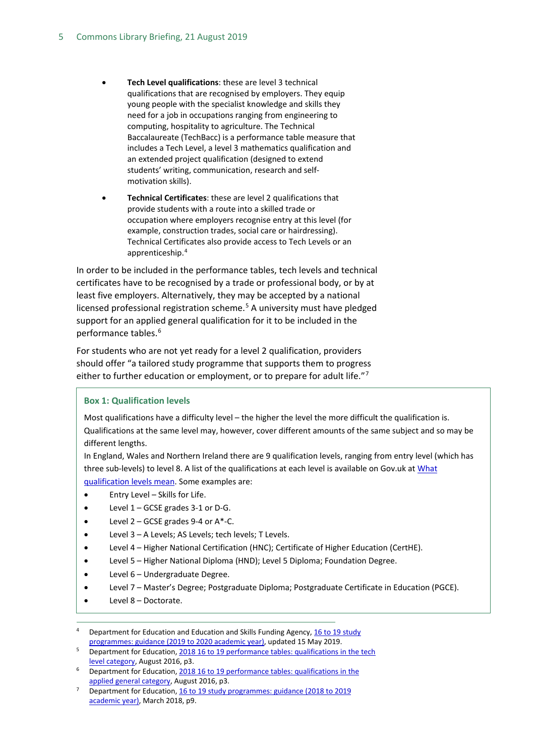- **Tech Level qualifications**: these are level 3 technical qualifications that are recognised by employers. They equip young people with the specialist knowledge and skills they need for a job in occupations ranging from engineering to computing, hospitality to agriculture. The Technical Baccalaureate (TechBacc) is a performance table measure that includes a Tech Level, a level 3 mathematics qualification and an extended project qualification (designed to extend students' writing, communication, research and self-motivation skills).
- **Technical Certificates**: these are level 2 qualifications that provide students with a route into a skilled trade or occupation where employers recognise entry at this level (for example, construction trades, social care or hairdressing). Technical Certificates also provide access to Tech Levels or an apprenticeship.[4]

In order to be included in the performance tables, tech levels and technical certificates have to be recognised by a trade or professional body, or by at least five employers. Alternatively, they may be accepted by a national licensed professional registration scheme.[5] A university must have pledged support for an applied general qualification for it to be included in the performance tables.[6]

For students who are not yet ready for a level 2 qualification, providers should offer "a tailored study programme that supports them to progress either to further education or employment, or to prepare for adult life."[7]

### Box 1: Qualification levels

Most qualifications have a difficulty level – the higher the level the more difficult the qualification is. Qualifications at the same level may, however, cover different amounts of the same subject and so may be different lengths.

In England, Wales and Northern Ireland there are 9 qualification levels, ranging from entry level (which has three sub-levels) to level 8. A list of the qualifications at each level is available on Gov.uk at [What qualification levels mean](). Some examples are:

- Entry Level – Skills for Life.
- Level 1 – GCSE grades 3-1 or D-G.
- Level 2 – GCSE grades 9-4 or A*-C.
- Level 3 – A Levels; AS Levels; tech levels; T Levels.
- Level 4 – Higher National Certification (HNC); Certificate of Higher Education (CertHE).
- Level 5 – Higher National Diploma (HND); Level 5 Diploma; Foundation Degree.
- Level 6 – Undergraduate Degree.
- Level 7 – Master's Degree; Postgraduate Diploma; Postgraduate Certificate in Education (PGCE).
- Level 8 – Doctorate.

---

[4] Department for Education and Education and Skills Funding Agency, 16 to 19 study programmes: guidance (2019 to 2020 academic year), updated 15 May 2019.

[5] Department for Education, 2018 16 to 19 performance tables: qualifications in the tech level category, August 2016, p3.

[6] Department for Education, 2018 16 to 19 performance tables: qualifications in the applied general category, August 2016, p3.

[7] Department for Education, 16 to 19 study programmes: guidance (2018 to 2019 academic year), March 2018, p9.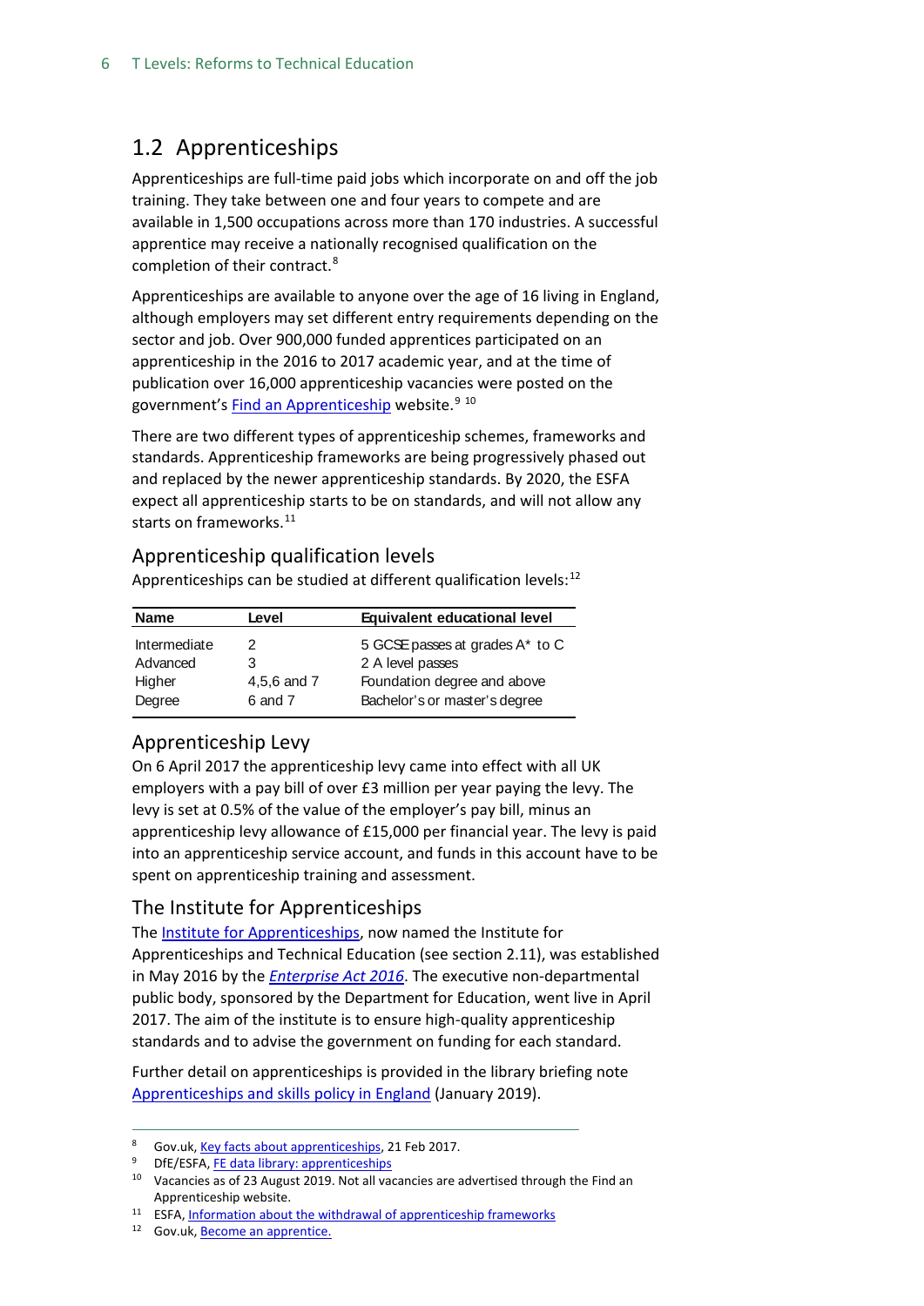## 1.2 Apprenticeships

Apprenticeships are full-time paid jobs which incorporate on and off the job training. They take between one and four years to compete and are available in 1,500 occupations across more than 170 industries. A successful apprentice may receive a nationally recognised qualification on the completion of their contract.[8]

Apprenticeships are available to anyone over the age of 16 living in England, although employers may set different entry requirements depending on the sector and job. Over 900,000 funded apprentices participated on an apprenticeship in the 2016 to 2017 academic year, and at the time of publication over 16,000 apprenticeship vacancies were posted on the government's Find an Apprenticeship website.[9] [10]

There are two different types of apprenticeship schemes, frameworks and standards. Apprenticeship frameworks are being progressively phased out and replaced by the newer apprenticeship standards. By 2020, the ESFA expect all apprenticeship starts to be on standards, and will not allow any starts on frameworks.[11]

### Apprenticeship qualification levels

Apprenticeships can be studied at different qualification levels:[12]

| Name | Level | Equivalent educational level |
|---|---|---|
| Intermediate | 2 | 5 GCSE passes at grades A* to C |
| Advanced | 3 | 2 A level passes |
| Higher | 4,5,6 and 7 | Foundation degree and above |
| Degree | 6 and 7 | Bachelor's or master's degree |

### Apprenticeship Levy

On 6 April 2017 the apprenticeship levy came into effect with all UK employers with a pay bill of over £3 million per year paying the levy. The levy is set at 0.5% of the value of the employer's pay bill, minus an apprenticeship levy allowance of £15,000 per financial year. The levy is paid into an apprenticeship service account, and funds in this account have to be spent on apprenticeship training and assessment.

### The Institute for Apprenticeships

The Institute for Apprenticeships, now named the Institute for Apprenticeships and Technical Education (see section 2.11), was established in May 2016 by the *Enterprise Act 2016*. The executive non-departmental public body, sponsored by the Department for Education, went live in April 2017. The aim of the institute is to ensure high-quality apprenticeship standards and to advise the government on funding for each standard.

Further detail on apprenticeships is provided in the library briefing note Apprenticeships and skills policy in England (January 2019).

---

[8] Gov.uk, Key facts about apprenticeships, 21 Feb 2017.

[9] DfE/ESFA, FE data library: apprenticeships

[10] Vacancies as of 23 August 2019. Not all vacancies are advertised through the Find an Apprenticeship website.

[11] ESFA, Information about the withdrawal of apprenticeship frameworks

[12] Gov.uk, Become an apprentice.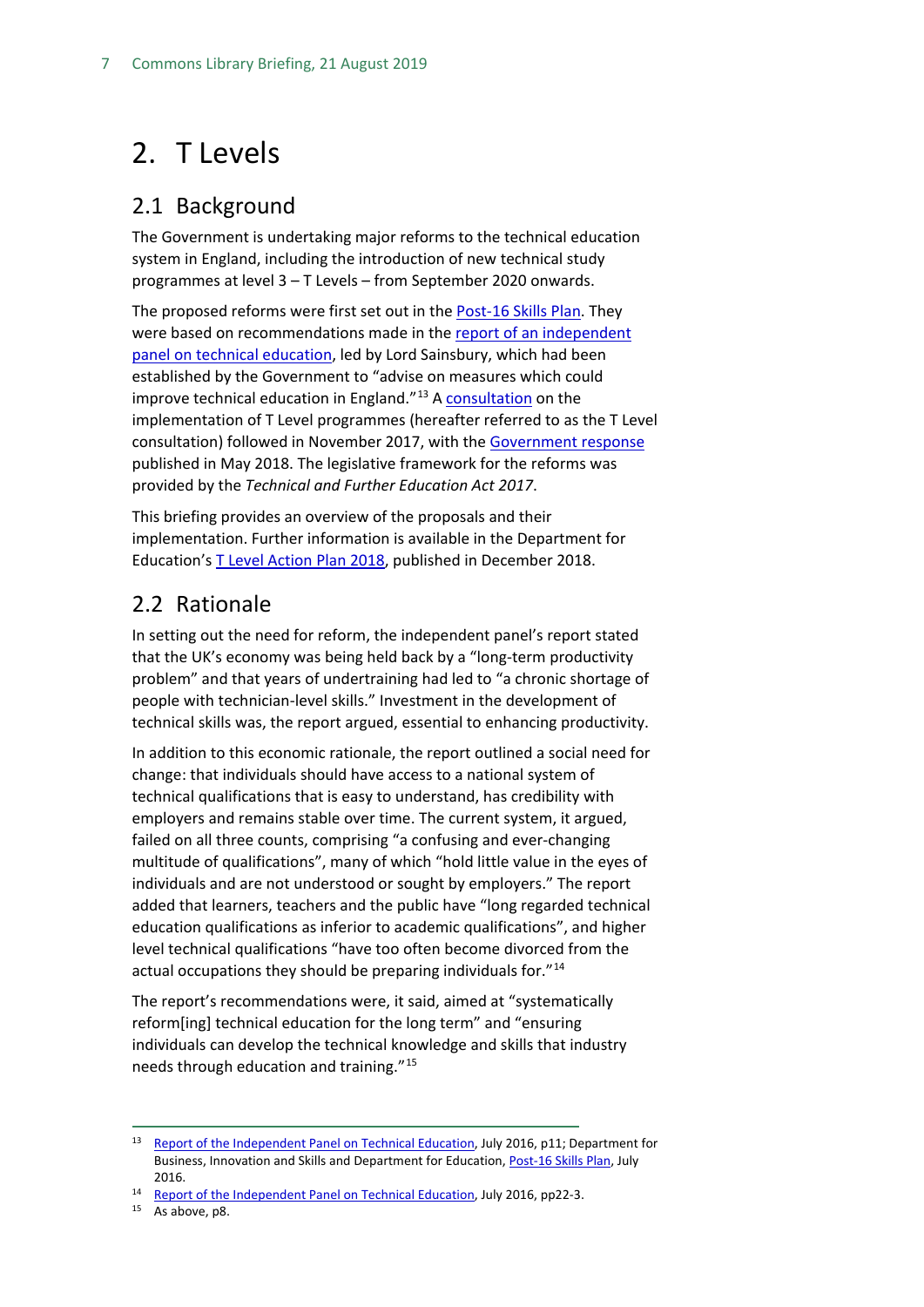# 2. T Levels

## 2.1 Background

The Government is undertaking major reforms to the technical education system in England, including the introduction of new technical study programmes at level 3 – T Levels – from September 2020 onwards.

The proposed reforms were first set out in the Post-16 Skills Plan. They were based on recommendations made in the report of an independent panel on technical education, led by Lord Sainsbury, which had been established by the Government to "advise on measures which could improve technical education in England."[13] A consultation on the implementation of T Level programmes (hereafter referred to as the T Level consultation) followed in November 2017, with the Government response published in May 2018. The legislative framework for the reforms was provided by the *Technical and Further Education Act 2017*.

This briefing provides an overview of the proposals and their implementation. Further information is available in the Department for Education's T Level Action Plan 2018, published in December 2018.

## 2.2 Rationale

In setting out the need for reform, the independent panel's report stated that the UK's economy was being held back by a "long-term productivity problem" and that years of undertraining had led to "a chronic shortage of people with technician-level skills." Investment in the development of technical skills was, the report argued, essential to enhancing productivity.

In addition to this economic rationale, the report outlined a social need for change: that individuals should have access to a national system of technical qualifications that is easy to understand, has credibility with employers and remains stable over time. The current system, it argued, failed on all three counts, comprising "a confusing and ever-changing multitude of qualifications", many of which "hold little value in the eyes of individuals and are not understood or sought by employers." The report added that learners, teachers and the public have "long regarded technical education qualifications as inferior to academic qualifications", and higher level technical qualifications "have too often become divorced from the actual occupations they should be preparing individuals for."[14]

The report's recommendations were, it said, aimed at "systematically reform[ing] technical education for the long term" and "ensuring individuals can develop the technical knowledge and skills that industry needs through education and training."[15]

---

[13] Report of the Independent Panel on Technical Education, July 2016, p11; Department for Business, Innovation and Skills and Department for Education, Post-16 Skills Plan, July 2016.

[14] Report of the Independent Panel on Technical Education, July 2016, pp22-3.

[15] As above, p8.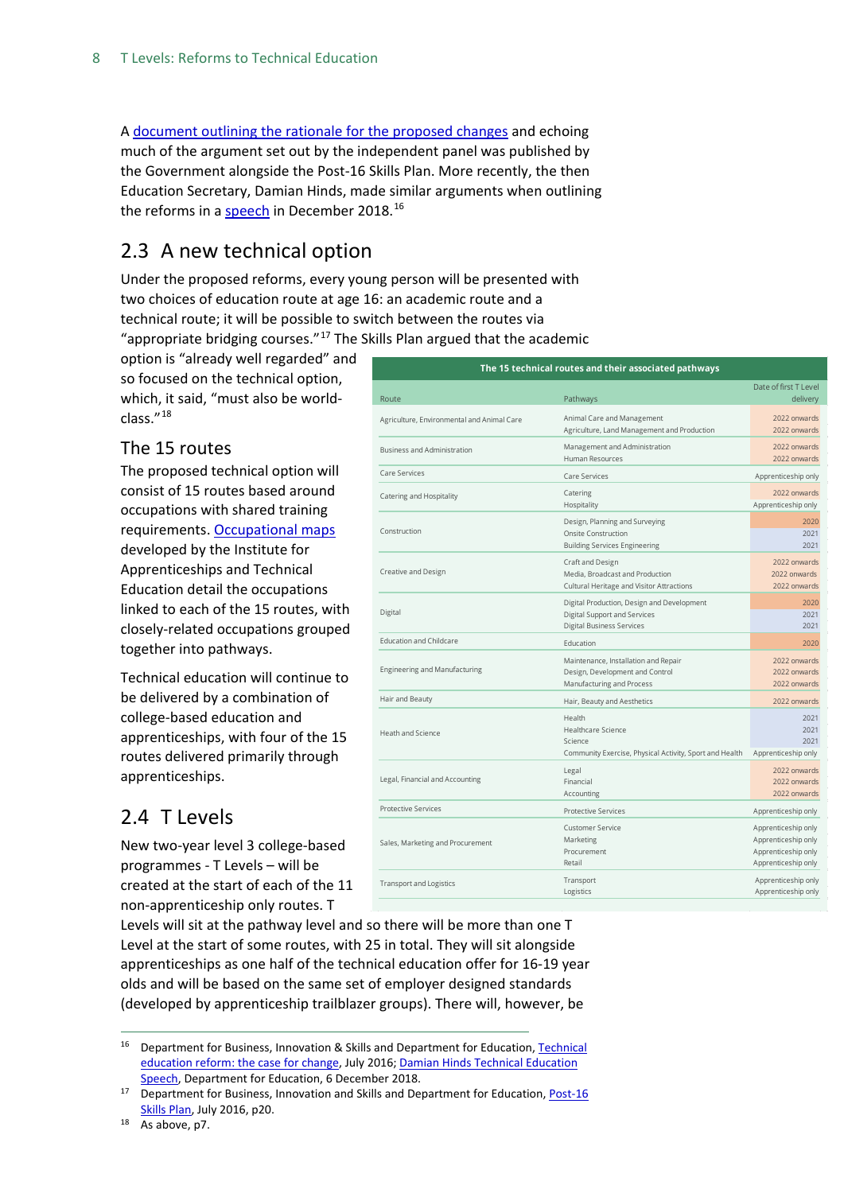A document outlining the rationale for the proposed changes and echoing much of the argument set out by the independent panel was published by the Government alongside the Post-16 Skills Plan. More recently, the then Education Secretary, Damian Hinds, made similar arguments when outlining the reforms in a speech in December 2018.[16]

## 2.3 A new technical option

Under the proposed reforms, every young person will be presented with two choices of education route at age 16: an academic route and a technical route; it will be possible to switch between the routes via "appropriate bridging courses."[17] The Skills Plan argued that the academic option is "already well regarded" and so focused on the technical option, which, it said, "must also be world-class."[18]

### The 15 routes

The proposed technical option will consist of 15 routes based around occupations with shared training requirements. Occupational maps developed by the Institute for Apprenticeships and Technical Education detail the occupations linked to each of the 15 routes, with closely-related occupations grouped together into pathways.

Technical education will continue to be delivered by a combination of college-based education and apprenticeships, with four of the 15 routes delivered primarily through apprenticeships.

**The 15 technical routes and their associated pathways**

| Route | Pathways | Date of first T Level delivery |
|---|---|---|
| Agriculture, Environmental and Animal Care | Animal Care and Management | 2022 onwards |
| | Agriculture, Land Management and Production | 2022 onwards |
| Business and Administration | Management and Administration | 2022 onwards |
| | Human Resources | 2022 onwards |
| Care Services | Care Services | Apprenticeship only |
| Catering and Hospitality | Catering | 2022 onwards |
| | Hospitality | Apprenticeship only |
| Construction | Design, Planning and Surveying | 2020 |
| | Onsite Construction | 2021 |
| | Building Services Engineering | 2021 |
| Creative and Design | Craft and Design | 2022 onwards |
| | Media, Broadcast and Production | 2022 onwards |
| | Cultural Heritage and Visitor Attractions | 2022 onwards |
| Digital | Digital Production, Design and Development | 2020 |
| | Digital Support and Services | 2021 |
| | Digital Business Services | 2021 |
| Education and Childcare | Education | 2020 |
| Engineering and Manufacturing | Maintenance, Installation and Repair | 2022 onwards |
| | Design, Development and Control | 2022 onwards |
| | Manufacturing and Process | 2022 onwards |
| Hair and Beauty | Hair, Beauty and Aesthetics | 2022 onwards |
| Heath and Science | Health | 2021 |
| | Healthcare Science | 2021 |
| | Science | 2021 |
| | Community Exercise, Physical Activity, Sport and Health | Apprenticeship only |
| Legal, Financial and Accounting | Legal | 2022 onwards |
| | Financial | 2022 onwards |
| | Accounting | 2022 onwards |
| Protective Services | Protective Services | Apprenticeship only |
| Sales, Marketing and Procurement | Customer Service | Apprenticeship only |
| | Marketing | Apprenticeship only |
| | Procurement | Apprenticeship only |
| | Retail | Apprenticeship only |
| Transport and Logistics | Transport | Apprenticeship only |
| | Logistics | Apprenticeship only |

## 2.4 T Levels

New two-year level 3 college-based programmes - T Levels – will be created at the start of each of the 11 non-apprenticeship only routes. T Levels will sit at the pathway level and so there will be more than one T Level at the start of some routes, with 25 in total. They will sit alongside apprenticeships as one half of the technical education offer for 16-19 year olds and will be based on the same set of employer designed standards (developed by apprenticeship trailblazer groups). There will, however, be

---

16 Department for Business, Innovation & Skills and Department for Education, Technical education reform: the case for change, July 2016; Damian Hinds Technical Education Speech, Department for Education, 6 December 2018.

17 Department for Business, Innovation and Skills and Department for Education, Post-16 Skills Plan, July 2016, p20.

18 As above, p7.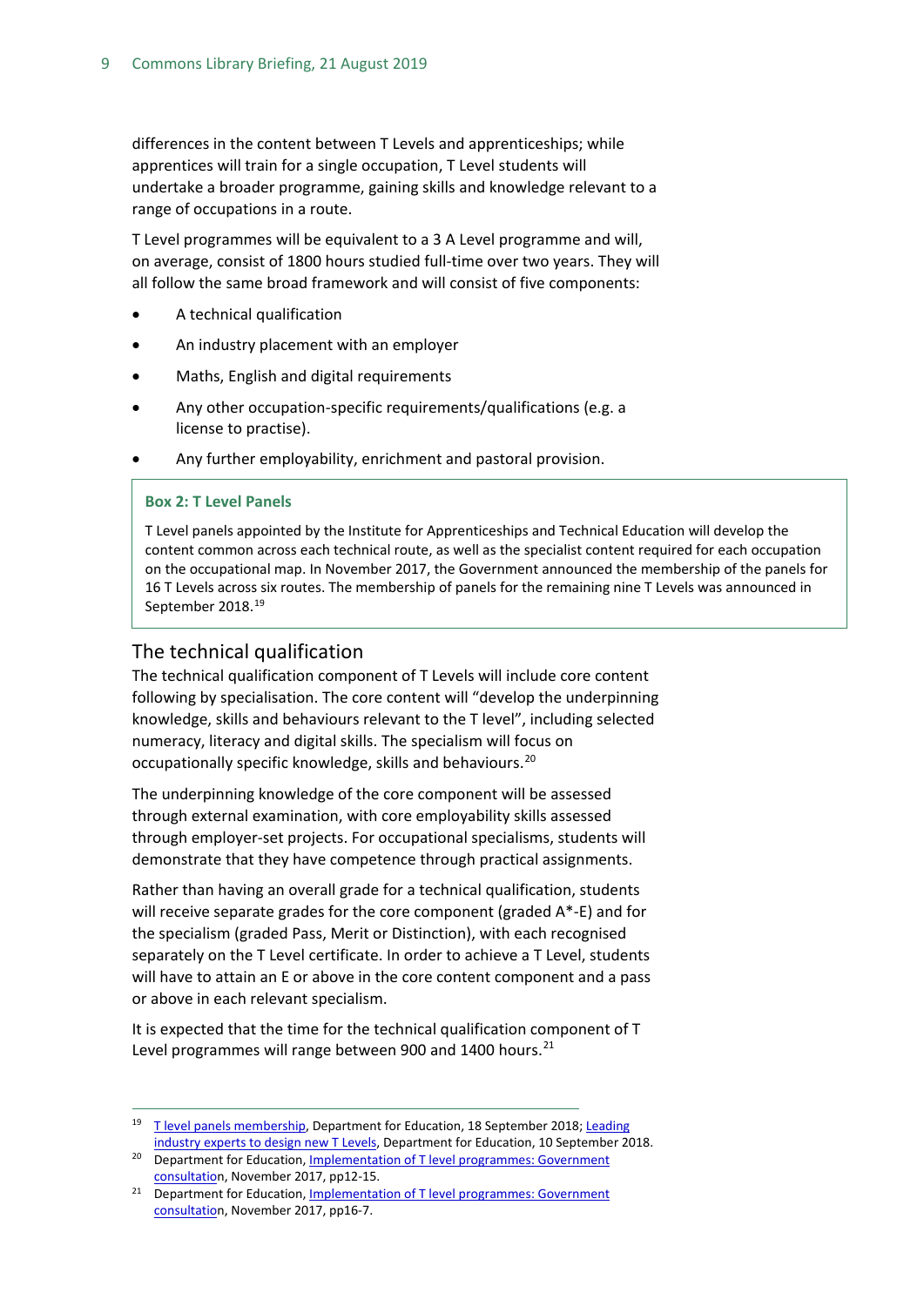differences in the content between T Levels and apprenticeships; while apprentices will train for a single occupation, T Level students will undertake a broader programme, gaining skills and knowledge relevant to a range of occupations in a route.

T Level programmes will be equivalent to a 3 A Level programme and will, on average, consist of 1800 hours studied full-time over two years. They will all follow the same broad framework and will consist of five components:

- A technical qualification
- An industry placement with an employer
- Maths, English and digital requirements
- Any other occupation-specific requirements/qualifications (e.g. a license to practise).
- Any further employability, enrichment and pastoral provision.

> **Box 2: T Level Panels**
>
> T Level panels appointed by the Institute for Apprenticeships and Technical Education will develop the content common across each technical route, as well as the specialist content required for each occupation on the occupational map. In November 2017, the Government announced the membership of the panels for 16 T Levels across six routes. The membership of panels for the remaining nine T Levels was announced in September 2018.[19]

## The technical qualification

The technical qualification component of T Levels will include core content following by specialisation. The core content will "develop the underpinning knowledge, skills and behaviours relevant to the T level", including selected numeracy, literacy and digital skills. The specialism will focus on occupationally specific knowledge, skills and behaviours.[20]

The underpinning knowledge of the core component will be assessed through external examination, with core employability skills assessed through employer-set projects. For occupational specialisms, students will demonstrate that they have competence through practical assignments.

Rather than having an overall grade for a technical qualification, students will receive separate grades for the core component (graded A*-E) and for the specialism (graded Pass, Merit or Distinction), with each recognised separately on the T Level certificate. In order to achieve a T Level, students will have to attain an E or above in the core content component and a pass or above in each relevant specialism.

It is expected that the time for the technical qualification component of T Level programmes will range between 900 and 1400 hours.[21]

---

[19] T level panels membership, Department for Education, 18 September 2018; Leading industry experts to design new T Levels, Department for Education, 10 September 2018.

[20] Department for Education, Implementation of T level programmes: Government consultation, November 2017, pp12-15.

[21] Department for Education, Implementation of T level programmes: Government consultation, November 2017, pp16-7.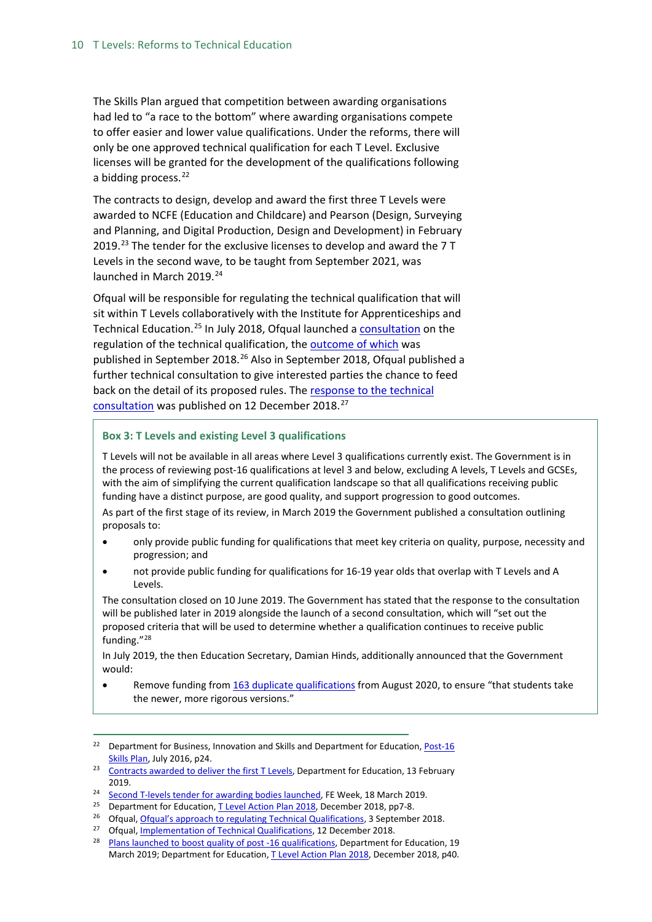The Skills Plan argued that competition between awarding organisations had led to "a race to the bottom" where awarding organisations compete to offer easier and lower value qualifications. Under the reforms, there will only be one approved technical qualification for each T Level. Exclusive licenses will be granted for the development of the qualifications following a bidding process.[22]

The contracts to design, develop and award the first three T Levels were awarded to NCFE (Education and Childcare) and Pearson (Design, Surveying and Planning, and Digital Production, Design and Development) in February 2019.[23] The tender for the exclusive licenses to develop and award the 7 T Levels in the second wave, to be taught from September 2021, was launched in March 2019.[24]

Ofqual will be responsible for regulating the technical qualification that will sit within T Levels collaboratively with the Institute for Apprenticeships and Technical Education.[25] In July 2018, Ofqual launched a consultation on the regulation of the technical qualification, the outcome of which was published in September 2018.[26] Also in September 2018, Ofqual published a further technical consultation to give interested parties the chance to feed back on the detail of its proposed rules. The response to the technical consultation was published on 12 December 2018.[27]

### Box 3: T Levels and existing Level 3 qualifications

T Levels will not be available in all areas where Level 3 qualifications currently exist. The Government is in the process of reviewing post-16 qualifications at level 3 and below, excluding A levels, T Levels and GCSEs, with the aim of simplifying the current qualification landscape so that all qualifications receiving public funding have a distinct purpose, are good quality, and support progression to good outcomes.

As part of the first stage of its review, in March 2019 the Government published a consultation outlining proposals to:

- only provide public funding for qualifications that meet key criteria on quality, purpose, necessity and progression; and
- not provide public funding for qualifications for 16-19 year olds that overlap with T Levels and A Levels.

The consultation closed on 10 June 2019. The Government has stated that the response to the consultation will be published later in 2019 alongside the launch of a second consultation, which will "set out the proposed criteria that will be used to determine whether a qualification continues to receive public funding."[28]

In July 2019, the then Education Secretary, Damian Hinds, additionally announced that the Government would:

- Remove funding from 163 duplicate qualifications from August 2020, to ensure "that students take the newer, more rigorous versions."

---

22 Department for Business, Innovation and Skills and Department for Education, Post-16 Skills Plan, July 2016, p24.

23 Contracts awarded to deliver the first T Levels, Department for Education, 13 February 2019.

24 Second T-levels tender for awarding bodies launched, FE Week, 18 March 2019.

25 Department for Education, T Level Action Plan 2018, December 2018, pp7-8.

26 Ofqual, Ofqual's approach to regulating Technical Qualifications, 3 September 2018.

27 Ofqual, Implementation of Technical Qualifications, 12 December 2018.

28 Plans launched to boost quality of post -16 qualifications, Department for Education, 19 March 2019; Department for Education, T Level Action Plan 2018, December 2018, p40.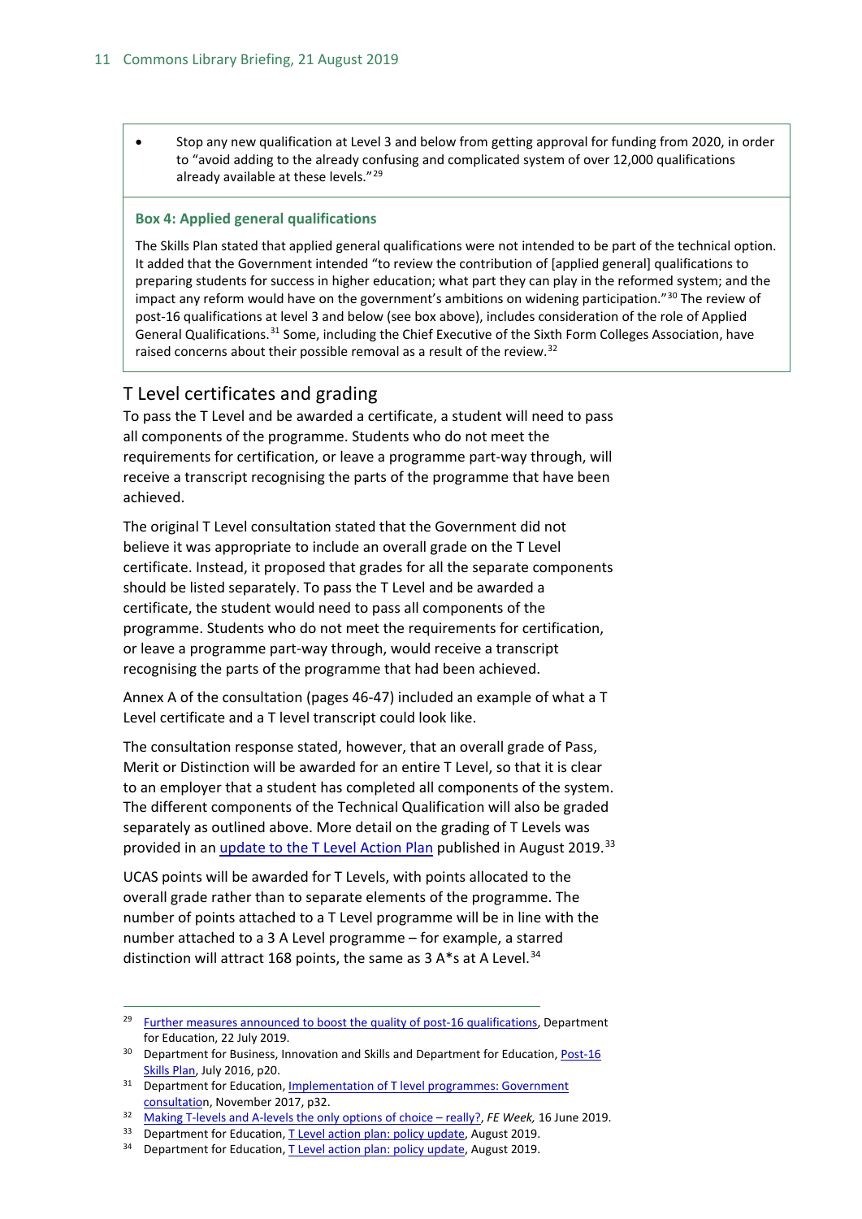- Stop any new qualification at Level 3 and below from getting approval for funding from 2020, in order to "avoid adding to the already confusing and complicated system of over 12,000 qualifications already available at these levels."[29]

### Box 4: Applied general qualifications

The Skills Plan stated that applied general qualifications were not intended to be part of the technical option. It added that the Government intended "to review the contribution of [applied general] qualifications to preparing students for success in higher education; what part they can play in the reformed system; and the impact any reform would have on the government's ambitions on widening participation."[30] The review of post-16 qualifications at level 3 and below (see box above), includes consideration of the role of Applied General Qualifications.[31] Some, including the Chief Executive of the Sixth Form Colleges Association, have raised concerns about their possible removal as a result of the review.[32]

## T Level certificates and grading

To pass the T Level and be awarded a certificate, a student will need to pass all components of the programme. Students who do not meet the requirements for certification, or leave a programme part-way through, will receive a transcript recognising the parts of the programme that have been achieved.

The original T Level consultation stated that the Government did not believe it was appropriate to include an overall grade on the T Level certificate. Instead, it proposed that grades for all the separate components should be listed separately. To pass the T Level and be awarded a certificate, the student would need to pass all components of the programme. Students who do not meet the requirements for certification, or leave a programme part-way through, would receive a transcript recognising the parts of the programme that had been achieved.

Annex A of the consultation (pages 46-47) included an example of what a T Level certificate and a T level transcript could look like.

The consultation response stated, however, that an overall grade of Pass, Merit or Distinction will be awarded for an entire T Level, so that it is clear to an employer that a student has completed all components of the system. The different components of the Technical Qualification will also be graded separately as outlined above. More detail on the grading of T Levels was provided in an update to the T Level Action Plan published in August 2019.[33]

UCAS points will be awarded for T Levels, with points allocated to the overall grade rather than to separate elements of the programme. The number of points attached to a T Level programme will be in line with the number attached to a 3 A Level programme – for example, a starred distinction will attract 168 points, the same as 3 A*s at A Level.[34]

---

[29] Further measures announced to boost the quality of post-16 qualifications, Department for Education, 22 July 2019.

[30] Department for Business, Innovation and Skills and Department for Education, Post-16 Skills Plan, July 2016, p20.

[31] Department for Education, Implementation of T level programmes: Government consultation, November 2017, p32.

[32] Making T-levels and A-levels the only options of choice – really?, *FE Week,* 16 June 2019.

[33] Department for Education, T Level action plan: policy update, August 2019.

[34] Department for Education, T Level action plan: policy update, August 2019.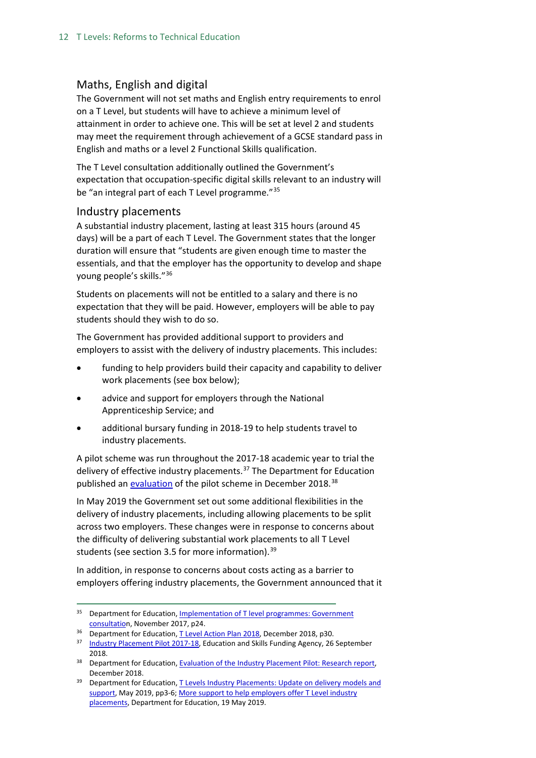### Maths, English and digital

The Government will not set maths and English entry requirements to enrol on a T Level, but students will have to achieve a minimum level of attainment in order to achieve one. This will be set at level 2 and students may meet the requirement through achievement of a GCSE standard pass in English and maths or a level 2 Functional Skills qualification.

The T Level consultation additionally outlined the Government's expectation that occupation-specific digital skills relevant to an industry will be "an integral part of each T Level programme."[35]

### Industry placements

A substantial industry placement, lasting at least 315 hours (around 45 days) will be a part of each T Level. The Government states that the longer duration will ensure that "students are given enough time to master the essentials, and that the employer has the opportunity to develop and shape young people's skills."[36]

Students on placements will not be entitled to a salary and there is no expectation that they will be paid. However, employers will be able to pay students should they wish to do so.

The Government has provided additional support to providers and employers to assist with the delivery of industry placements. This includes:

- funding to help providers build their capacity and capability to deliver work placements (see box below);
- advice and support for employers through the National Apprenticeship Service; and
- additional bursary funding in 2018-19 to help students travel to industry placements.

A pilot scheme was run throughout the 2017-18 academic year to trial the delivery of effective industry placements.[37] The Department for Education published an evaluation of the pilot scheme in December 2018.[38]

In May 2019 the Government set out some additional flexibilities in the delivery of industry placements, including allowing placements to be split across two employers. These changes were in response to concerns about the difficulty of delivering substantial work placements to all T Level students (see section 3.5 for more information).[39]

In addition, in response to concerns about costs acting as a barrier to employers offering industry placements, the Government announced that it

---

[35] Department for Education, Implementation of T level programmes: Government consultation, November 2017, p24.

[36] Department for Education, T Level Action Plan 2018, December 2018, p30.

[37] Industry Placement Pilot 2017-18, Education and Skills Funding Agency, 26 September 2018.

[38] Department for Education, Evaluation of the Industry Placement Pilot: Research report, December 2018.

[39] Department for Education, T Levels Industry Placements: Update on delivery models and support, May 2019, pp3-6; More support to help employers offer T Level industry placements, Department for Education, 19 May 2019.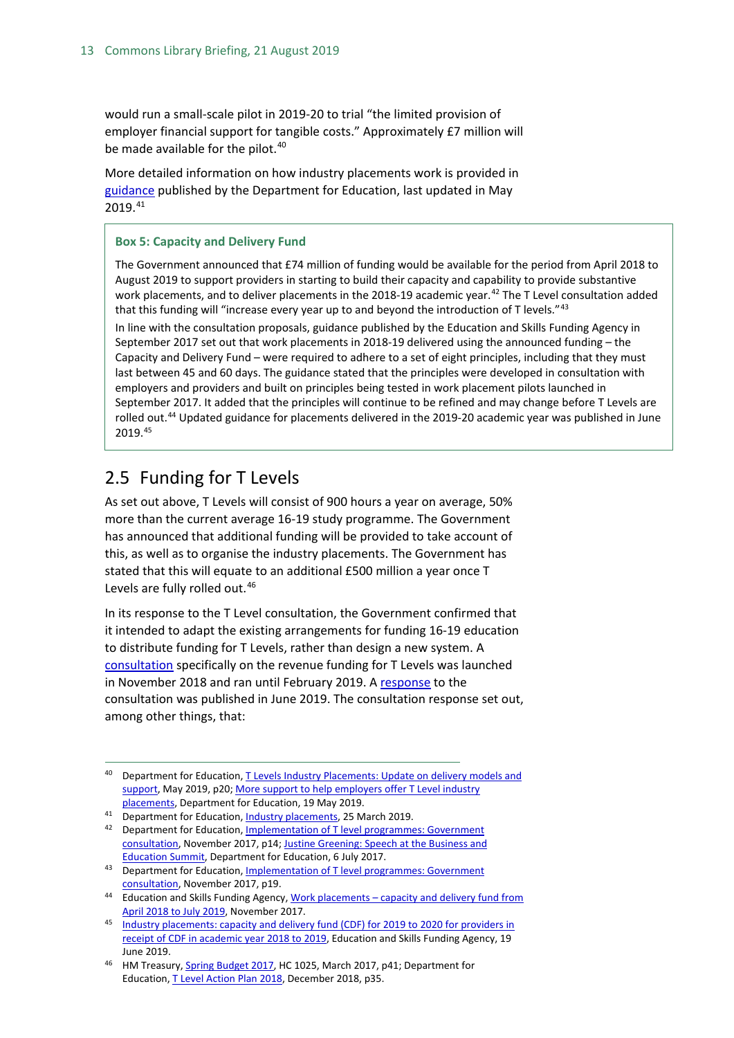would run a small-scale pilot in 2019-20 to trial "the limited provision of employer financial support for tangible costs." Approximately £7 million will be made available for the pilot.[40]

More detailed information on how industry placements work is provided in guidance published by the Department for Education, last updated in May 2019.[41]

> **Box 5: Capacity and Delivery Fund**
>
> The Government announced that £74 million of funding would be available for the period from April 2018 to August 2019 to support providers in starting to build their capacity and capability to provide substantive work placements, and to deliver placements in the 2018-19 academic year.[42] The T Level consultation added that this funding will "increase every year up to and beyond the introduction of T levels."[43]
>
> In line with the consultation proposals, guidance published by the Education and Skills Funding Agency in September 2017 set out that work placements in 2018-19 delivered using the announced funding – the Capacity and Delivery Fund – were required to adhere to a set of eight principles, including that they must last between 45 and 60 days. The guidance stated that the principles were developed in consultation with employers and providers and built on principles being tested in work placement pilots launched in September 2017. It added that the principles will continue to be refined and may change before T Levels are rolled out.[44] Updated guidance for placements delivered in the 2019-20 academic year was published in June 2019.[45]

## 2.5 Funding for T Levels

As set out above, T Levels will consist of 900 hours a year on average, 50% more than the current average 16-19 study programme. The Government has announced that additional funding will be provided to take account of this, as well as to organise the industry placements. The Government has stated that this will equate to an additional £500 million a year once T Levels are fully rolled out.[46]

In its response to the T Level consultation, the Government confirmed that it intended to adapt the existing arrangements for funding 16-19 education to distribute funding for T Levels, rather than design a new system. A consultation specifically on the revenue funding for T Levels was launched in November 2018 and ran until February 2019. A response to the consultation was published in June 2019. The consultation response set out, among other things, that:

---

[40] Department for Education, T Levels Industry Placements: Update on delivery models and support, May 2019, p20; More support to help employers offer T Level industry placements, Department for Education, 19 May 2019.

[41] Department for Education, Industry placements, 25 March 2019.

[42] Department for Education, Implementation of T level programmes: Government consultation, November 2017, p14; Justine Greening: Speech at the Business and Education Summit, Department for Education, 6 July 2017.

[43] Department for Education, Implementation of T level programmes: Government consultation, November 2017, p19.

[44] Education and Skills Funding Agency, Work placements – capacity and delivery fund from April 2018 to July 2019, November 2017.

[45] Industry placements: capacity and delivery fund (CDF) for 2019 to 2020 for providers in receipt of CDF in academic year 2018 to 2019, Education and Skills Funding Agency, 19 June 2019.

[46] HM Treasury, Spring Budget 2017, HC 1025, March 2017, p41; Department for Education, T Level Action Plan 2018, December 2018, p35.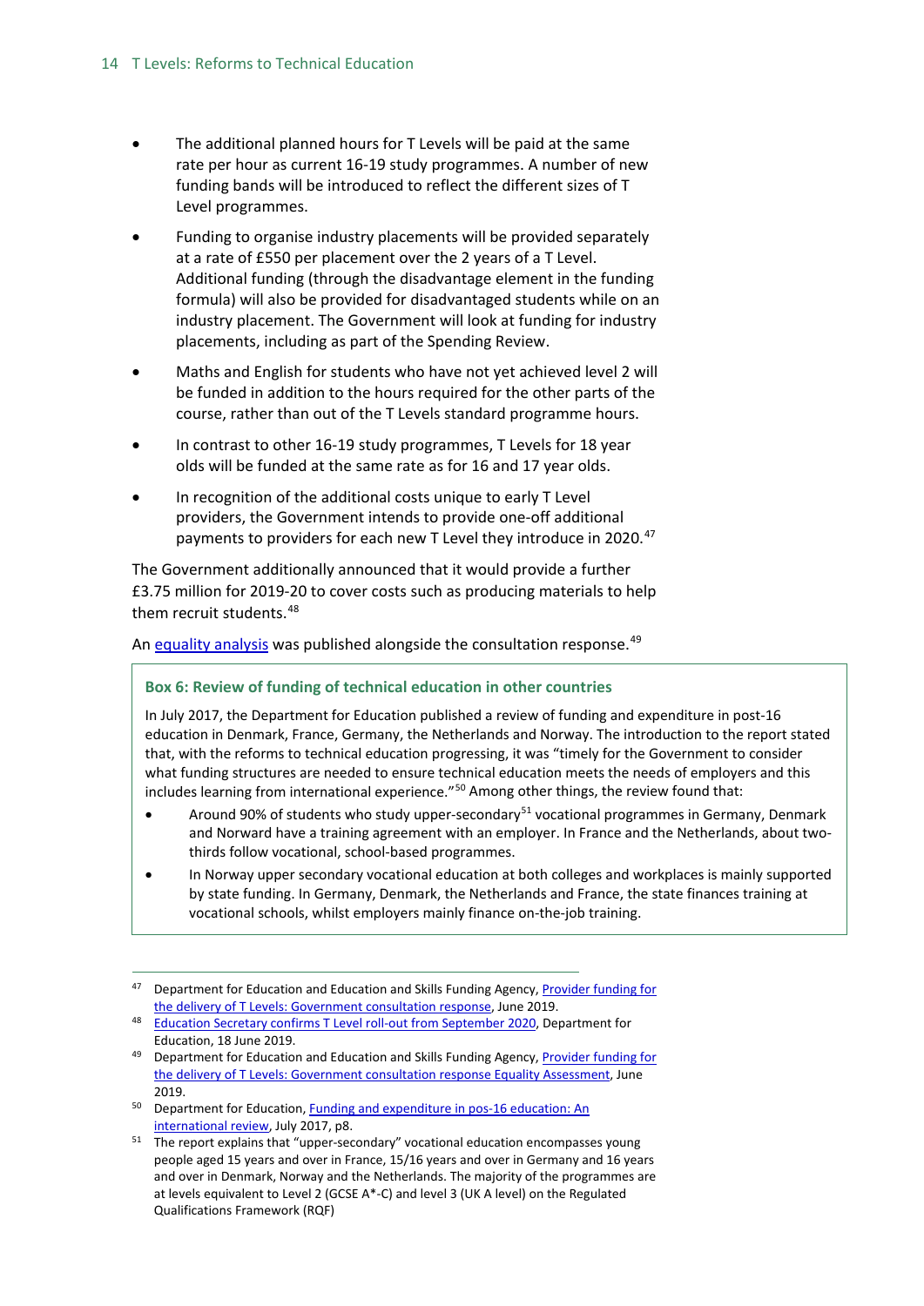- The additional planned hours for T Levels will be paid at the same rate per hour as current 16-19 study programmes. A number of new funding bands will be introduced to reflect the different sizes of T Level programmes.
- Funding to organise industry placements will be provided separately at a rate of £550 per placement over the 2 years of a T Level. Additional funding (through the disadvantage element in the funding formula) will also be provided for disadvantaged students while on an industry placement. The Government will look at funding for industry placements, including as part of the Spending Review.
- Maths and English for students who have not yet achieved level 2 will be funded in addition to the hours required for the other parts of the course, rather than out of the T Levels standard programme hours.
- In contrast to other 16-19 study programmes, T Levels for 18 year olds will be funded at the same rate as for 16 and 17 year olds.
- In recognition of the additional costs unique to early T Level providers, the Government intends to provide one-off additional payments to providers for each new T Level they introduce in 2020.[47]

The Government additionally announced that it would provide a further £3.75 million for 2019-20 to cover costs such as producing materials to help them recruit students.[48]

An equality analysis was published alongside the consultation response.[49]

**Box 6: Review of funding of technical education in other countries**

In July 2017, the Department for Education published a review of funding and expenditure in post-16 education in Denmark, France, Germany, the Netherlands and Norway. The introduction to the report stated that, with the reforms to technical education progressing, it was "timely for the Government to consider what funding structures are needed to ensure technical education meets the needs of employers and this includes learning from international experience."[50] Among other things, the review found that:

- Around 90% of students who study upper-secondary[51] vocational programmes in Germany, Denmark and Norward have a training agreement with an employer. In France and the Netherlands, about two-thirds follow vocational, school-based programmes.
- In Norway upper secondary vocational education at both colleges and workplaces is mainly supported by state funding. In Germany, Denmark, the Netherlands and France, the state finances training at vocational schools, whilst employers mainly finance on-the-job training.

---

[47] Department for Education and Education and Skills Funding Agency, Provider funding for the delivery of T Levels: Government consultation response, June 2019.

[48] Education Secretary confirms T Level roll-out from September 2020, Department for Education, 18 June 2019.

[49] Department for Education and Education and Skills Funding Agency, Provider funding for the delivery of T Levels: Government consultation response Equality Assessment, June 2019.

[50] Department for Education, Funding and expenditure in pos-16 education: An international review, July 2017, p8.

[51] The report explains that "upper-secondary" vocational education encompasses young people aged 15 years and over in France, 15/16 years and over in Germany and 16 years and over in Denmark, Norway and the Netherlands. The majority of the programmes are at levels equivalent to Level 2 (GCSE A*-C) and level 3 (UK A level) on the Regulated Qualifications Framework (RQF)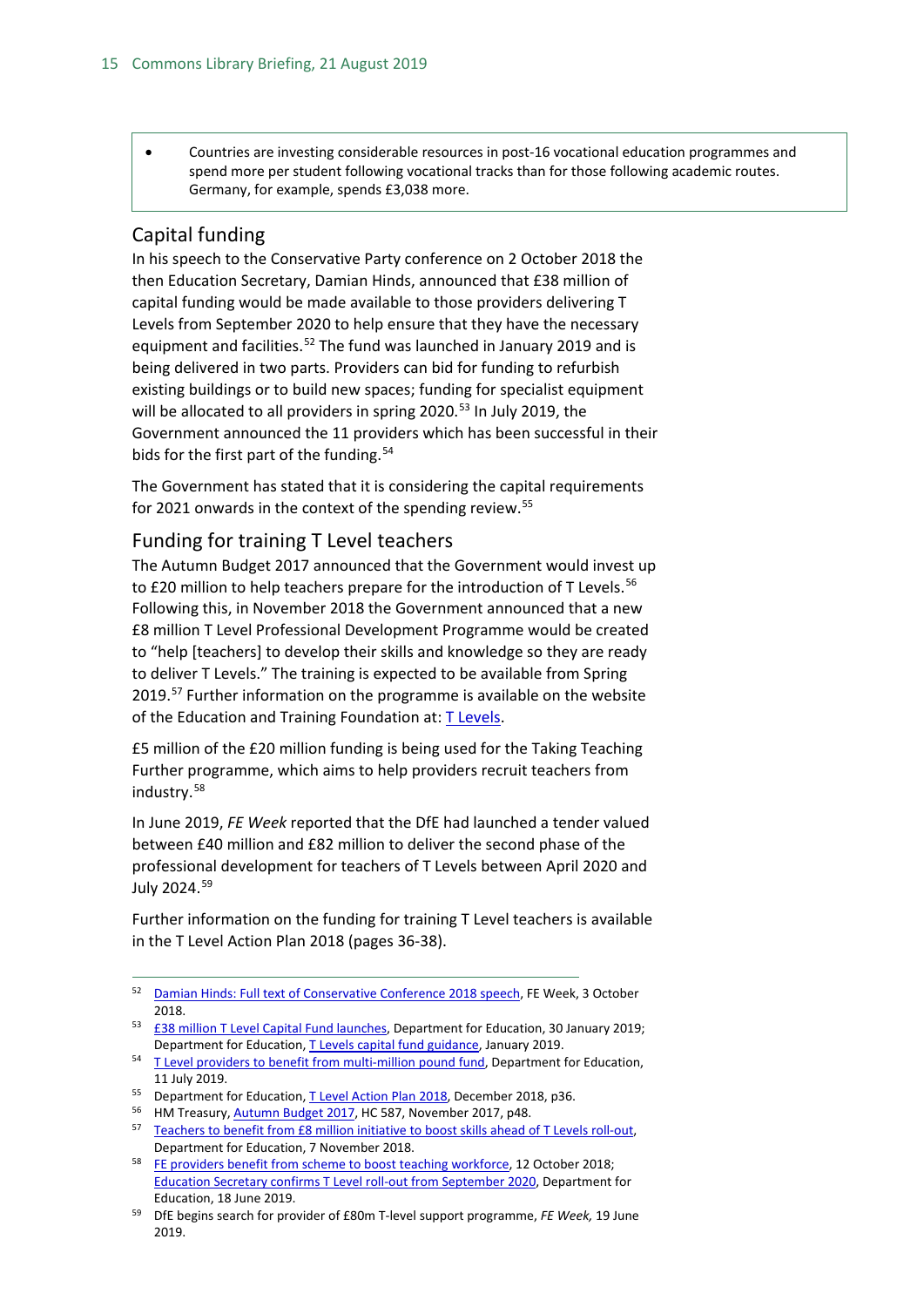- Countries are investing considerable resources in post-16 vocational education programmes and spend more per student following vocational tracks than for those following academic routes. Germany, for example, spends £3,038 more.

## Capital funding

In his speech to the Conservative Party conference on 2 October 2018 the then Education Secretary, Damian Hinds, announced that £38 million of capital funding would be made available to those providers delivering T Levels from September 2020 to help ensure that they have the necessary equipment and facilities.[52] The fund was launched in January 2019 and is being delivered in two parts. Providers can bid for funding to refurbish existing buildings or to build new spaces; funding for specialist equipment will be allocated to all providers in spring 2020.[53] In July 2019, the Government announced the 11 providers which has been successful in their bids for the first part of the funding.[54]

The Government has stated that it is considering the capital requirements for 2021 onwards in the context of the spending review.[55]

## Funding for training T Level teachers

The Autumn Budget 2017 announced that the Government would invest up to £20 million to help teachers prepare for the introduction of T Levels.[56] Following this, in November 2018 the Government announced that a new £8 million T Level Professional Development Programme would be created to "help [teachers] to develop their skills and knowledge so they are ready to deliver T Levels." The training is expected to be available from Spring 2019.[57] Further information on the programme is available on the website of the Education and Training Foundation at: T Levels.

£5 million of the £20 million funding is being used for the Taking Teaching Further programme, which aims to help providers recruit teachers from industry.[58]

In June 2019, *FE Week* reported that the DfE had launched a tender valued between £40 million and £82 million to deliver the second phase of the professional development for teachers of T Levels between April 2020 and July 2024.[59]

Further information on the funding for training T Level teachers is available in the T Level Action Plan 2018 (pages 36-38).

---

[52] Damian Hinds: Full text of Conservative Conference 2018 speech, FE Week, 3 October 2018.

[53] £38 million T Level Capital Fund launches, Department for Education, 30 January 2019; Department for Education, T Levels capital fund guidance, January 2019.

[54] T Level providers to benefit from multi-million pound fund, Department for Education, 11 July 2019.

[55] Department for Education, T Level Action Plan 2018, December 2018, p36.

[56] HM Treasury, Autumn Budget 2017, HC 587, November 2017, p48.

[57] Teachers to benefit from £8 million initiative to boost skills ahead of T Levels roll-out, Department for Education, 7 November 2018.

[58] FE providers benefit from scheme to boost teaching workforce, 12 October 2018; Education Secretary confirms T Level roll-out from September 2020, Department for Education, 18 June 2019.

[59] DfE begins search for provider of £80m T-level support programme, *FE Week,* 19 June 2019.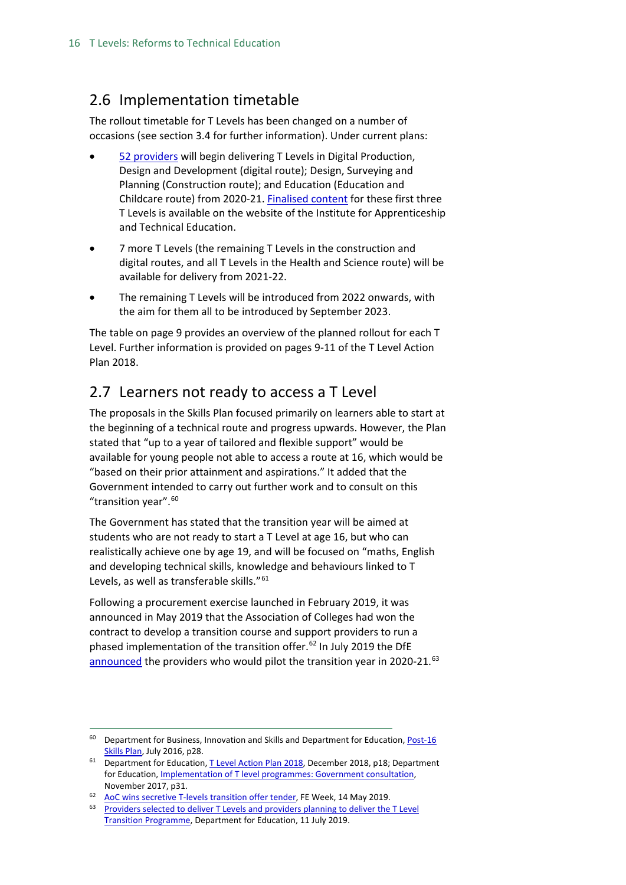## 2.6 Implementation timetable

The rollout timetable for T Levels has been changed on a number of occasions (see section 3.4 for further information). Under current plans:

- 52 providers will begin delivering T Levels in Digital Production, Design and Development (digital route); Design, Surveying and Planning (Construction route); and Education (Education and Childcare route) from 2020-21. Finalised content for these first three T Levels is available on the website of the Institute for Apprenticeship and Technical Education.
- 7 more T Levels (the remaining T Levels in the construction and digital routes, and all T Levels in the Health and Science route) will be available for delivery from 2021-22.
- The remaining T Levels will be introduced from 2022 onwards, with the aim for them all to be introduced by September 2023.

The table on page 9 provides an overview of the planned rollout for each T Level. Further information is provided on pages 9-11 of the T Level Action Plan 2018.

## 2.7 Learners not ready to access a T Level

The proposals in the Skills Plan focused primarily on learners able to start at the beginning of a technical route and progress upwards. However, the Plan stated that "up to a year of tailored and flexible support" would be available for young people not able to access a route at 16, which would be "based on their prior attainment and aspirations." It added that the Government intended to carry out further work and to consult on this "transition year".[60]

The Government has stated that the transition year will be aimed at students who are not ready to start a T Level at age 16, but who can realistically achieve one by age 19, and will be focused on "maths, English and developing technical skills, knowledge and behaviours linked to T Levels, as well as transferable skills."[61]

Following a procurement exercise launched in February 2019, it was announced in May 2019 that the Association of Colleges had won the contract to develop a transition course and support providers to run a phased implementation of the transition offer.[62] In July 2019 the DfE announced the providers who would pilot the transition year in 2020-21.[63]

---

[60] Department for Business, Innovation and Skills and Department for Education, Post-16 Skills Plan, July 2016, p28.

[61] Department for Education, T Level Action Plan 2018, December 2018, p18; Department for Education, Implementation of T level programmes: Government consultation, November 2017, p31.

[62] AoC wins secretive T-levels transition offer tender, FE Week, 14 May 2019.

[63] Providers selected to deliver T Levels and providers planning to deliver the T Level Transition Programme, Department for Education, 11 July 2019.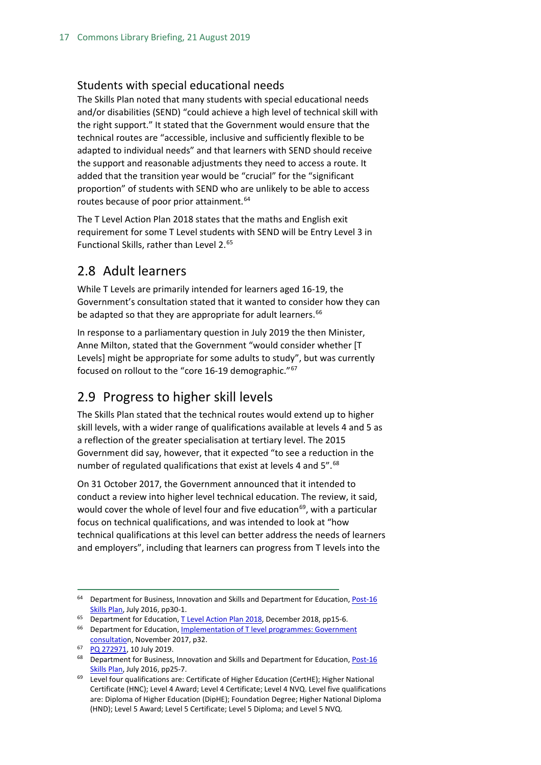### Students with special educational needs

The Skills Plan noted that many students with special educational needs and/or disabilities (SEND) "could achieve a high level of technical skill with the right support." It stated that the Government would ensure that the technical routes are "accessible, inclusive and sufficiently flexible to be adapted to individual needs" and that learners with SEND should receive the support and reasonable adjustments they need to access a route. It added that the transition year would be "crucial" for the "significant proportion" of students with SEND who are unlikely to be able to access routes because of poor prior attainment.[64]

The T Level Action Plan 2018 states that the maths and English exit requirement for some T Level students with SEND will be Entry Level 3 in Functional Skills, rather than Level 2.[65]

## 2.8 Adult learners

While T Levels are primarily intended for learners aged 16-19, the Government's consultation stated that it wanted to consider how they can be adapted so that they are appropriate for adult learners.[66]

In response to a parliamentary question in July 2019 the then Minister, Anne Milton, stated that the Government "would consider whether [T Levels] might be appropriate for some adults to study", but was currently focused on rollout to the "core 16-19 demographic."[67]

## 2.9 Progress to higher skill levels

The Skills Plan stated that the technical routes would extend up to higher skill levels, with a wider range of qualifications available at levels 4 and 5 as a reflection of the greater specialisation at tertiary level. The 2015 Government did say, however, that it expected "to see a reduction in the number of regulated qualifications that exist at levels 4 and 5".[68]

On 31 October 2017, the Government announced that it intended to conduct a review into higher level technical education. The review, it said, would cover the whole of level four and five education[69], with a particular focus on technical qualifications, and was intended to look at "how technical qualifications at this level can better address the needs of learners and employers", including that learners can progress from T levels into the

---

[64] Department for Business, Innovation and Skills and Department for Education, Post-16 Skills Plan, July 2016, pp30-1.

[65] Department for Education, T Level Action Plan 2018, December 2018, pp15-6.

[66] Department for Education, Implementation of T level programmes: Government consultation, November 2017, p32.

[67] PQ 272971, 10 July 2019.

[68] Department for Business, Innovation and Skills and Department for Education, Post-16 Skills Plan, July 2016, pp25-7.

[69] Level four qualifications are: Certificate of Higher Education (CertHE); Higher National Certificate (HNC); Level 4 Award; Level 4 Certificate; Level 4 NVQ. Level five qualifications are: Diploma of Higher Education (DipHE); Foundation Degree; Higher National Diploma (HND); Level 5 Award; Level 5 Certificate; Level 5 Diploma; and Level 5 NVQ.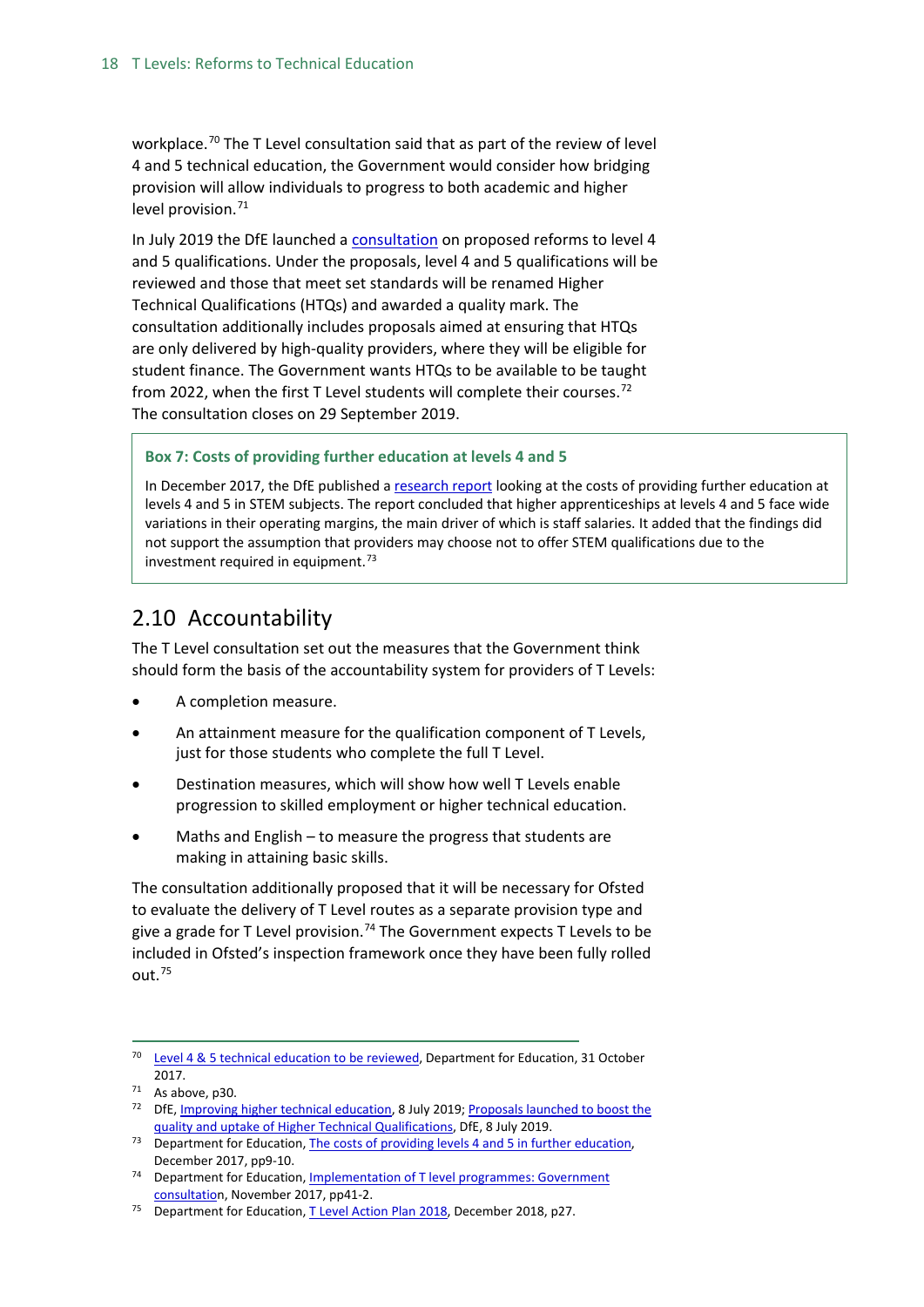workplace.[70] The T Level consultation said that as part of the review of level 4 and 5 technical education, the Government would consider how bridging provision will allow individuals to progress to both academic and higher level provision.[71]

In July 2019 the DfE launched a consultation on proposed reforms to level 4 and 5 qualifications. Under the proposals, level 4 and 5 qualifications will be reviewed and those that meet set standards will be renamed Higher Technical Qualifications (HTQs) and awarded a quality mark. The consultation additionally includes proposals aimed at ensuring that HTQs are only delivered by high-quality providers, where they will be eligible for student finance. The Government wants HTQs to be available to be taught from 2022, when the first T Level students will complete their courses.[72] The consultation closes on 29 September 2019.

> **Box 7: Costs of providing further education at levels 4 and 5**
>
> In December 2017, the DfE published a research report looking at the costs of providing further education at levels 4 and 5 in STEM subjects. The report concluded that higher apprenticeships at levels 4 and 5 face wide variations in their operating margins, the main driver of which is staff salaries. It added that the findings did not support the assumption that providers may choose not to offer STEM qualifications due to the investment required in equipment.[73]

## 2.10 Accountability

The T Level consultation set out the measures that the Government think should form the basis of the accountability system for providers of T Levels:

- A completion measure.
- An attainment measure for the qualification component of T Levels, just for those students who complete the full T Level.
- Destination measures, which will show how well T Levels enable progression to skilled employment or higher technical education.
- Maths and English – to measure the progress that students are making in attaining basic skills.

The consultation additionally proposed that it will be necessary for Ofsted to evaluate the delivery of T Level routes as a separate provision type and give a grade for T Level provision.[74] The Government expects T Levels to be included in Ofsted's inspection framework once they have been fully rolled out.[75]

---

[70] Level 4 & 5 technical education to be reviewed, Department for Education, 31 October 2017.

[71] As above, p30.

[72] DfE, Improving higher technical education, 8 July 2019; Proposals launched to boost the quality and uptake of Higher Technical Qualifications, DfE, 8 July 2019.

[73] Department for Education, The costs of providing levels 4 and 5 in further education, December 2017, pp9-10.

[74] Department for Education, Implementation of T level programmes: Government consultation, November 2017, pp41-2.

[75] Department for Education, T Level Action Plan 2018, December 2018, p27.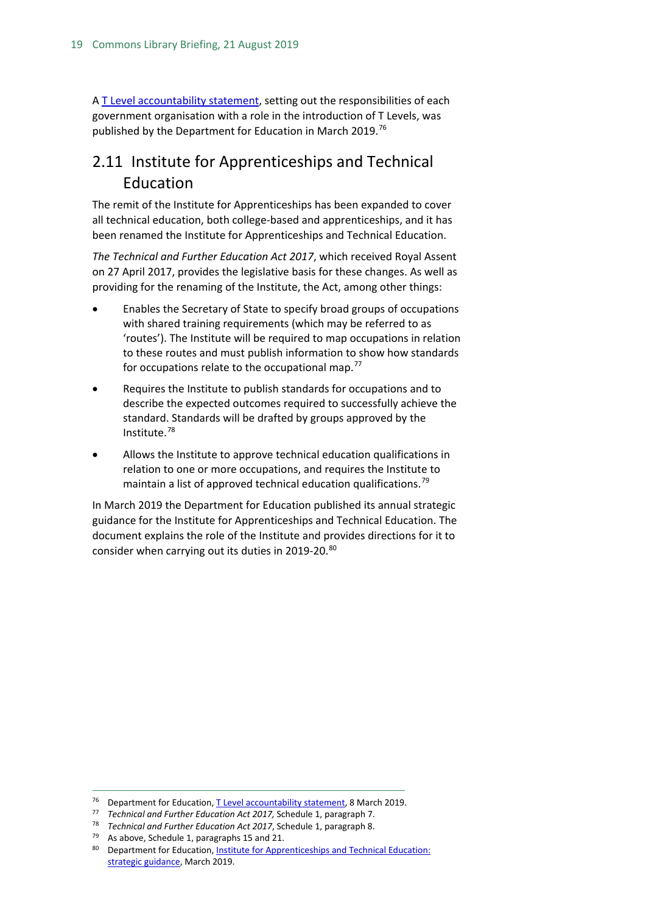A T Level accountability statement, setting out the responsibilities of each government organisation with a role in the introduction of T Levels, was published by the Department for Education in March 2019.[76]

## 2.11 Institute for Apprenticeships and Technical Education

The remit of the Institute for Apprenticeships has been expanded to cover all technical education, both college-based and apprenticeships, and it has been renamed the Institute for Apprenticeships and Technical Education.

*The Technical and Further Education Act 2017*, which received Royal Assent on 27 April 2017, provides the legislative basis for these changes. As well as providing for the renaming of the Institute, the Act, among other things:

- Enables the Secretary of State to specify broad groups of occupations with shared training requirements (which may be referred to as 'routes'). The Institute will be required to map occupations in relation to these routes and must publish information to show how standards for occupations relate to the occupational map.[77]
- Requires the Institute to publish standards for occupations and to describe the expected outcomes required to successfully achieve the standard. Standards will be drafted by groups approved by the Institute.[78]
- Allows the Institute to approve technical education qualifications in relation to one or more occupations, and requires the Institute to maintain a list of approved technical education qualifications.[79]

In March 2019 the Department for Education published its annual strategic guidance for the Institute for Apprenticeships and Technical Education. The document explains the role of the Institute and provides directions for it to consider when carrying out its duties in 2019-20.[80]

---

[76] Department for Education, T Level accountability statement, 8 March 2019.

[77] *Technical and Further Education Act 2017*, Schedule 1, paragraph 7.

[78] *Technical and Further Education Act 2017*, Schedule 1, paragraph 8.

[79] As above, Schedule 1, paragraphs 15 and 21.

[80] Department for Education, Institute for Apprenticeships and Technical Education: strategic guidance, March 2019.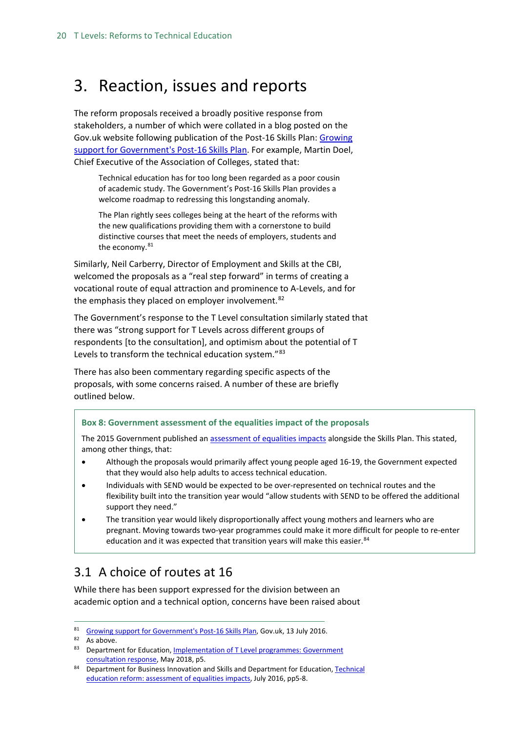# 3. Reaction, issues and reports

The reform proposals received a broadly positive response from stakeholders, a number of which were collated in a blog posted on the Gov.uk website following publication of the Post-16 Skills Plan: Growing support for Government's Post-16 Skills Plan. For example, Martin Doel, Chief Executive of the Association of Colleges, stated that:

> Technical education has for too long been regarded as a poor cousin of academic study. The Government's Post-16 Skills Plan provides a welcome roadmap to redressing this longstanding anomaly.
>
> The Plan rightly sees colleges being at the heart of the reforms with the new qualifications providing them with a cornerstone to build distinctive courses that meet the needs of employers, students and the economy.[81]

Similarly, Neil Carberry, Director of Employment and Skills at the CBI, welcomed the proposals as a "real step forward" in terms of creating a vocational route of equal attraction and prominence to A-Levels, and for the emphasis they placed on employer involvement.[82]

The Government's response to the T Level consultation similarly stated that there was "strong support for T Levels across different groups of respondents [to the consultation], and optimism about the potential of T Levels to transform the technical education system."[83]

There has also been commentary regarding specific aspects of the proposals, with some concerns raised. A number of these are briefly outlined below.

> **Box 8: Government assessment of the equalities impact of the proposals**
>
> The 2015 Government published an assessment of equalities impacts alongside the Skills Plan. This stated, among other things, that:
>
> - Although the proposals would primarily affect young people aged 16-19, the Government expected that they would also help adults to access technical education.
> - Individuals with SEND would be expected to be over-represented on technical routes and the flexibility built into the transition year would "allow students with SEND to be offered the additional support they need."
> - The transition year would likely disproportionally affect young mothers and learners who are pregnant. Moving towards two-year programmes could make it more difficult for people to re-enter education and it was expected that transition years will make this easier.[84]

## 3.1 A choice of routes at 16

While there has been support expressed for the division between an academic option and a technical option, concerns have been raised about

---

81 Growing support for Government's Post-16 Skills Plan, Gov.uk, 13 July 2016.

82 As above.

83 Department for Education, Implementation of T Level programmes: Government consultation response, May 2018, p5.

84 Department for Business Innovation and Skills and Department for Education, Technical education reform: assessment of equalities impacts, July 2016, pp5-8.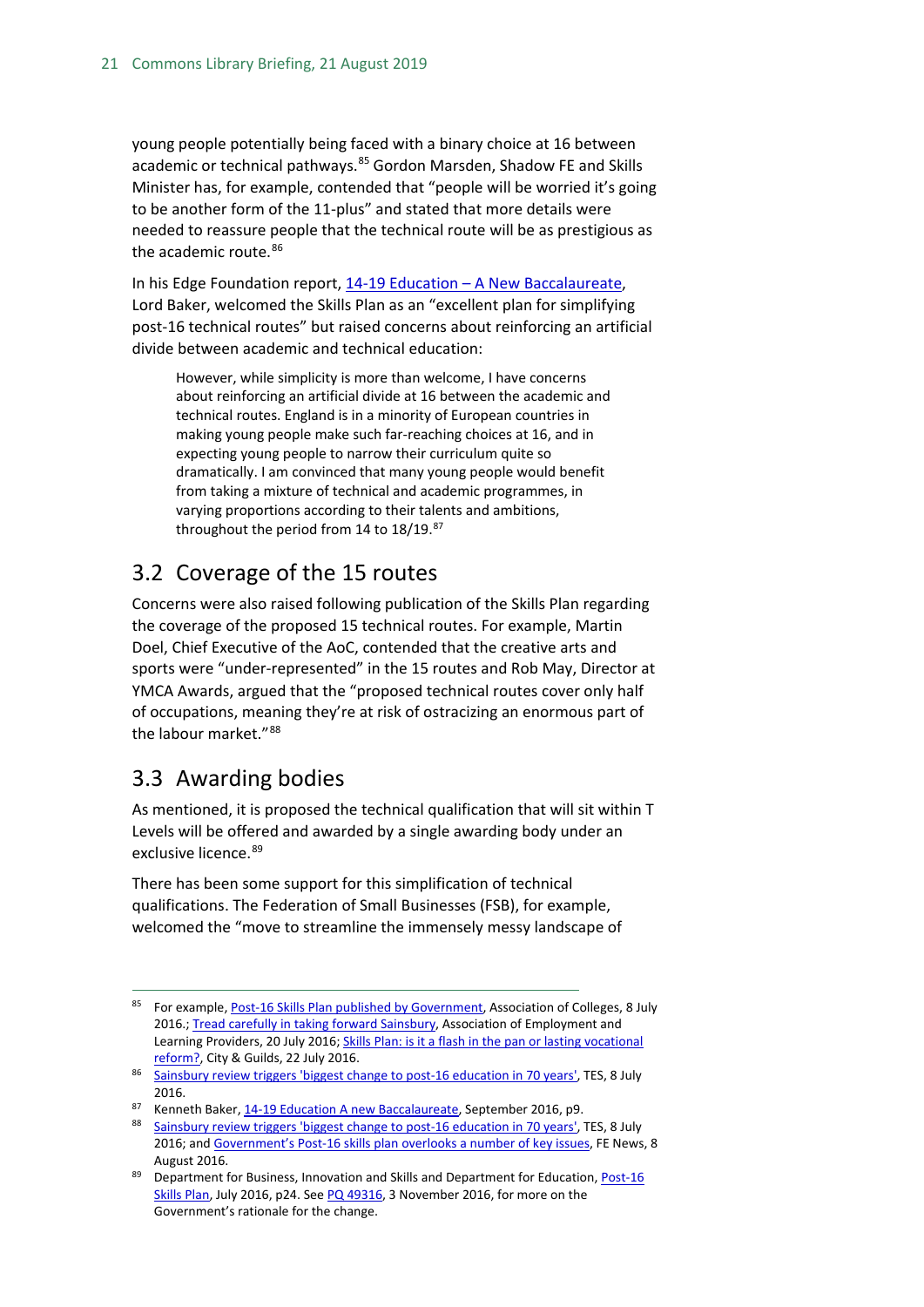young people potentially being faced with a binary choice at 16 between academic or technical pathways.[85] Gordon Marsden, Shadow FE and Skills Minister has, for example, contended that "people will be worried it's going to be another form of the 11-plus" and stated that more details were needed to reassure people that the technical route will be as prestigious as the academic route.[86]

In his Edge Foundation report, 14-19 Education – A New Baccalaureate, Lord Baker, welcomed the Skills Plan as an "excellent plan for simplifying post-16 technical routes" but raised concerns about reinforcing an artificial divide between academic and technical education:

> However, while simplicity is more than welcome, I have concerns about reinforcing an artificial divide at 16 between the academic and technical routes. England is in a minority of European countries in making young people make such far-reaching choices at 16, and in expecting young people to narrow their curriculum quite so dramatically. I am convinced that many young people would benefit from taking a mixture of technical and academic programmes, in varying proportions according to their talents and ambitions, throughout the period from 14 to 18/19.[87]

## 3.2 Coverage of the 15 routes

Concerns were also raised following publication of the Skills Plan regarding the coverage of the proposed 15 technical routes. For example, Martin Doel, Chief Executive of the AoC, contended that the creative arts and sports were "under-represented" in the 15 routes and Rob May, Director at YMCA Awards, argued that the "proposed technical routes cover only half of occupations, meaning they're at risk of ostracizing an enormous part of the labour market."[88]

## 3.3 Awarding bodies

As mentioned, it is proposed the technical qualification that will sit within T Levels will be offered and awarded by a single awarding body under an exclusive licence.[89]

There has been some support for this simplification of technical qualifications. The Federation of Small Businesses (FSB), for example, welcomed the "move to streamline the immensely messy landscape of

---

[85] For example, Post-16 Skills Plan published by Government, Association of Colleges, 8 July 2016.; Tread carefully in taking forward Sainsbury, Association of Employment and Learning Providers, 20 July 2016; Skills Plan: is it a flash in the pan or lasting vocational reform?, City & Guilds, 22 July 2016.

[86] Sainsbury review triggers 'biggest change to post-16 education in 70 years', TES, 8 July 2016.

[87] Kenneth Baker, 14-19 Education A new Baccalaureate, September 2016, p9.

[88] Sainsbury review triggers 'biggest change to post-16 education in 70 years', TES, 8 July 2016; and Government's Post-16 skills plan overlooks a number of key issues, FE News, 8 August 2016.

[89] Department for Business, Innovation and Skills and Department for Education, Post-16 Skills Plan, July 2016, p24. See PQ 49316, 3 November 2016, for more on the Government's rationale for the change.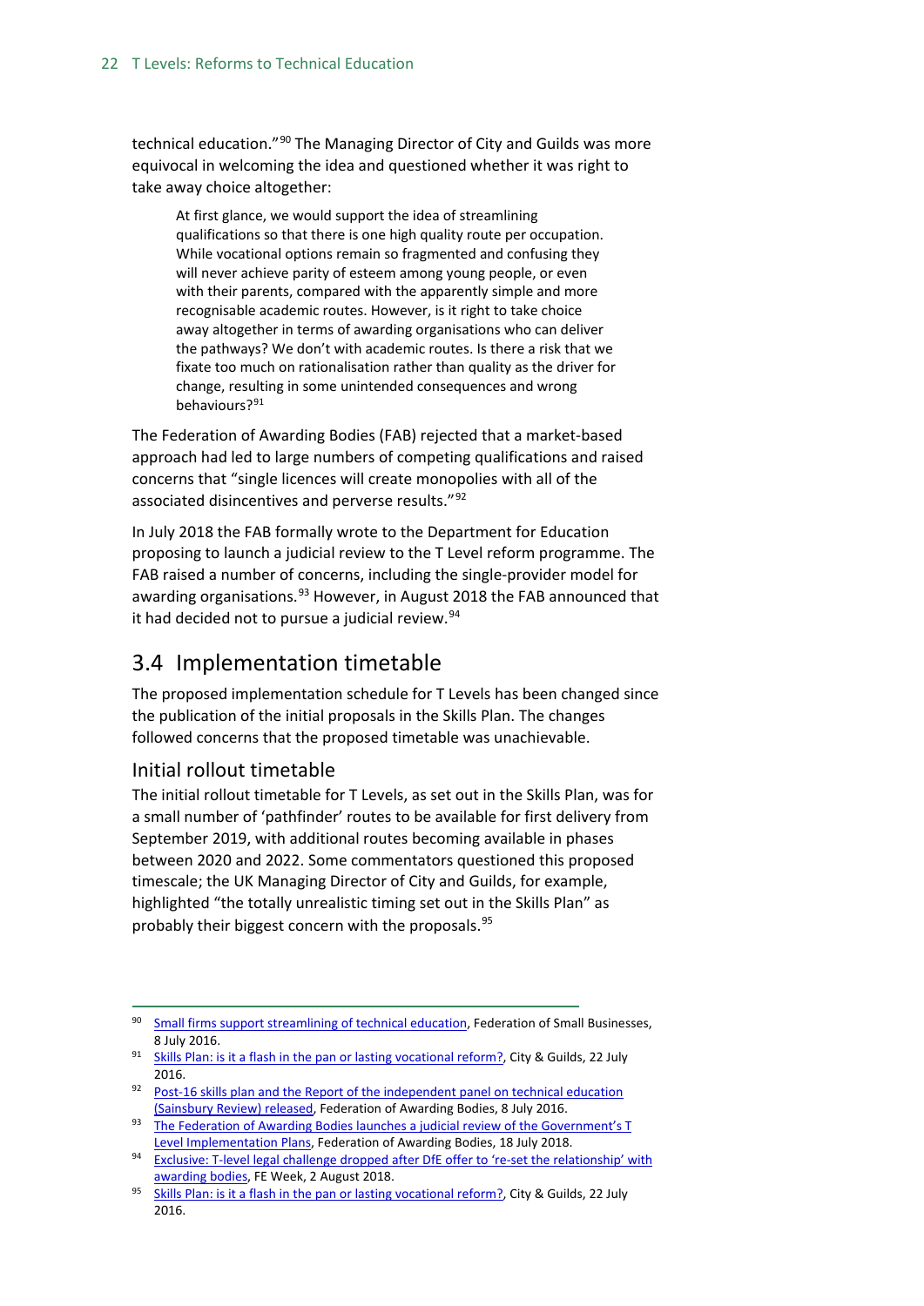technical education."[90] The Managing Director of City and Guilds was more equivocal in welcoming the idea and questioned whether it was right to take away choice altogether:

> At first glance, we would support the idea of streamlining qualifications so that there is one high quality route per occupation. While vocational options remain so fragmented and confusing they will never achieve parity of esteem among young people, or even with their parents, compared with the apparently simple and more recognisable academic routes. However, is it right to take choice away altogether in terms of awarding organisations who can deliver the pathways? We don't with academic routes. Is there a risk that we fixate too much on rationalisation rather than quality as the driver for change, resulting in some unintended consequences and wrong behaviours?[91]

The Federation of Awarding Bodies (FAB) rejected that a market-based approach had led to large numbers of competing qualifications and raised concerns that "single licences will create monopolies with all of the associated disincentives and perverse results."[92]

In July 2018 the FAB formally wrote to the Department for Education proposing to launch a judicial review to the T Level reform programme. The FAB raised a number of concerns, including the single-provider model for awarding organisations.[93] However, in August 2018 the FAB announced that it had decided not to pursue a judicial review.[94]

## 3.4 Implementation timetable

The proposed implementation schedule for T Levels has been changed since the publication of the initial proposals in the Skills Plan. The changes followed concerns that the proposed timetable was unachievable.

### Initial rollout timetable

The initial rollout timetable for T Levels, as set out in the Skills Plan, was for a small number of 'pathfinder' routes to be available for first delivery from September 2019, with additional routes becoming available in phases between 2020 and 2022. Some commentators questioned this proposed timescale; the UK Managing Director of City and Guilds, for example, highlighted "the totally unrealistic timing set out in the Skills Plan" as probably their biggest concern with the proposals.[95]

---

[90] Small firms support streamlining of technical education, Federation of Small Businesses, 8 July 2016.

[91] Skills Plan: is it a flash in the pan or lasting vocational reform?, City & Guilds, 22 July 2016.

[92] Post-16 skills plan and the Report of the independent panel on technical education (Sainsbury Review) released, Federation of Awarding Bodies, 8 July 2016.

[93] The Federation of Awarding Bodies launches a judicial review of the Government's T Level Implementation Plans, Federation of Awarding Bodies, 18 July 2018.

[94] Exclusive: T-level legal challenge dropped after DfE offer to 're-set the relationship' with awarding bodies, FE Week, 2 August 2018.

[95] Skills Plan: is it a flash in the pan or lasting vocational reform?, City & Guilds, 22 July 2016.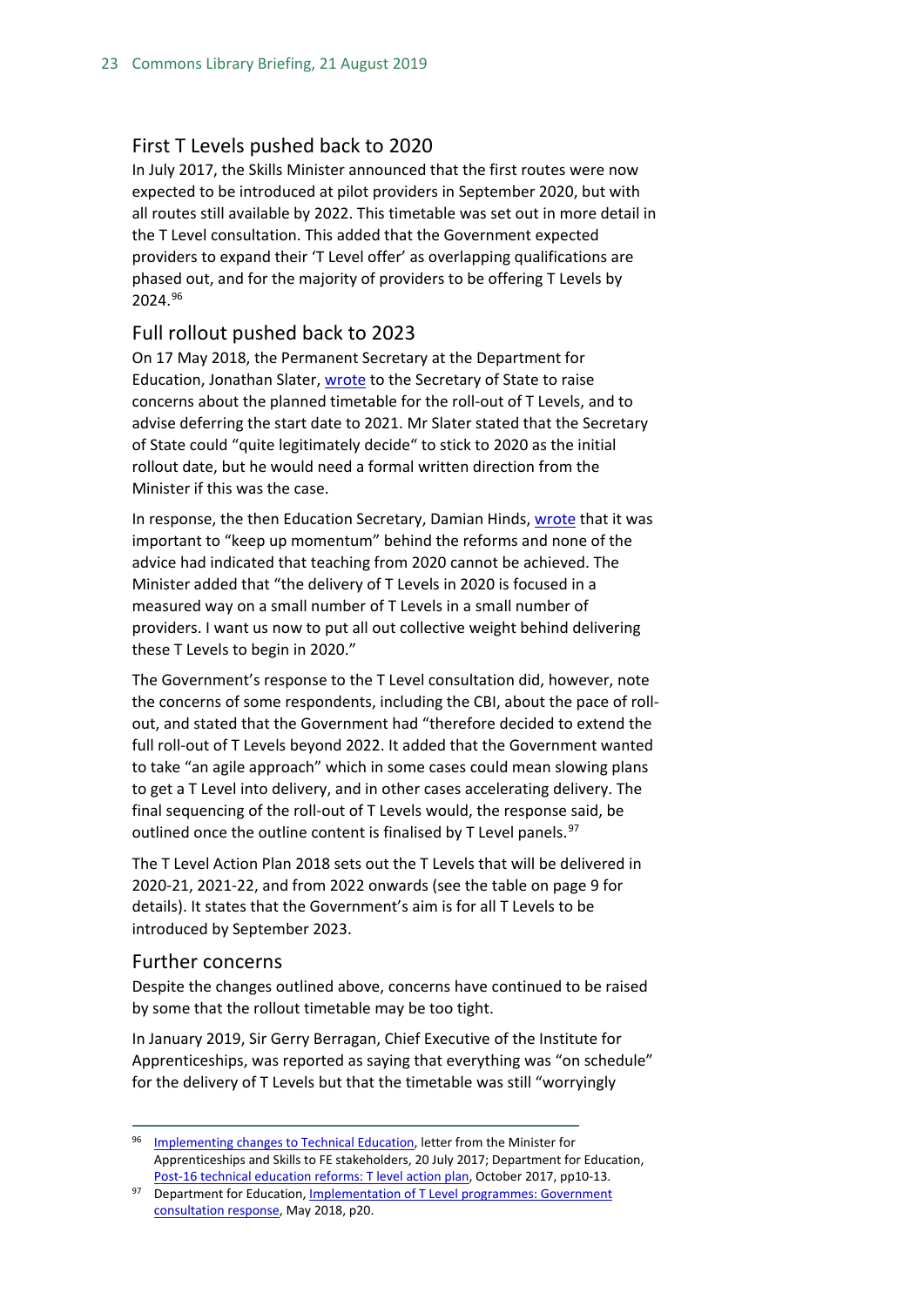## First T Levels pushed back to 2020

In July 2017, the Skills Minister announced that the first routes were now expected to be introduced at pilot providers in September 2020, but with all routes still available by 2022. This timetable was set out in more detail in the T Level consultation. This added that the Government expected providers to expand their 'T Level offer' as overlapping qualifications are phased out, and for the majority of providers to be offering T Levels by 2024.[96]

## Full rollout pushed back to 2023

On 17 May 2018, the Permanent Secretary at the Department for Education, Jonathan Slater, wrote to the Secretary of State to raise concerns about the planned timetable for the roll-out of T Levels, and to advise deferring the start date to 2021. Mr Slater stated that the Secretary of State could "quite legitimately decide" to stick to 2020 as the initial rollout date, but he would need a formal written direction from the Minister if this was the case.

In response, the then Education Secretary, Damian Hinds, wrote that it was important to "keep up momentum" behind the reforms and none of the advice had indicated that teaching from 2020 cannot be achieved. The Minister added that "the delivery of T Levels in 2020 is focused in a measured way on a small number of T Levels in a small number of providers. I want us now to put all out collective weight behind delivering these T Levels to begin in 2020."

The Government's response to the T Level consultation did, however, note the concerns of some respondents, including the CBI, about the pace of roll-out, and stated that the Government had "therefore decided to extend the full roll-out of T Levels beyond 2022. It added that the Government wanted to take "an agile approach" which in some cases could mean slowing plans to get a T Level into delivery, and in other cases accelerating delivery. The final sequencing of the roll-out of T Levels would, the response said, be outlined once the outline content is finalised by T Level panels.[97]

The T Level Action Plan 2018 sets out the T Levels that will be delivered in 2020-21, 2021-22, and from 2022 onwards (see the table on page 9 for details). It states that the Government's aim is for all T Levels to be introduced by September 2023.

## Further concerns

Despite the changes outlined above, concerns have continued to be raised by some that the rollout timetable may be too tight.

In January 2019, Sir Gerry Berragan, Chief Executive of the Institute for Apprenticeships, was reported as saying that everything was "on schedule" for the delivery of T Levels but that the timetable was still "worryingly

---

[96] Implementing changes to Technical Education, letter from the Minister for Apprenticeships and Skills to FE stakeholders, 20 July 2017; Department for Education, Post-16 technical education reforms: T level action plan, October 2017, pp10-13.

[97] Department for Education, Implementation of T Level programmes: Government consultation response, May 2018, p20.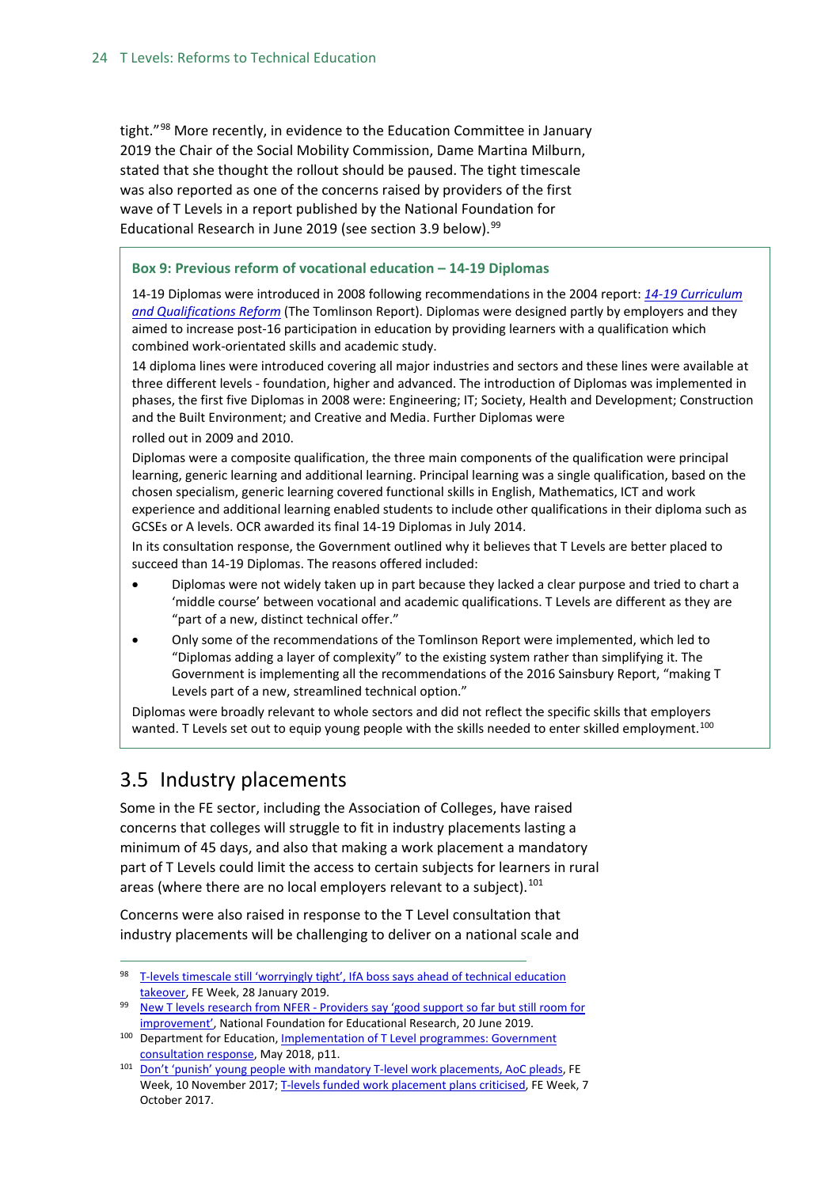tight."[98] More recently, in evidence to the Education Committee in January 2019 the Chair of the Social Mobility Commission, Dame Martina Milburn, stated that she thought the rollout should be paused. The tight timescale was also reported as one of the concerns raised by providers of the first wave of T Levels in a report published by the National Foundation for Educational Research in June 2019 (see section 3.9 below).[99]

> **Box 9: Previous reform of vocational education – 14-19 Diplomas**
>
> 14-19 Diplomas were introduced in 2008 following recommendations in the 2004 report: *14-19 Curriculum and Qualifications Reform* (The Tomlinson Report). Diplomas were designed partly by employers and they aimed to increase post-16 participation in education by providing learners with a qualification which combined work-orientated skills and academic study.
>
> 14 diploma lines were introduced covering all major industries and sectors and these lines were available at three different levels - foundation, higher and advanced. The introduction of Diplomas was implemented in phases, the first five Diplomas in 2008 were: Engineering; IT; Society, Health and Development; Construction and the Built Environment; and Creative and Media. Further Diplomas were rolled out in 2009 and 2010.
>
> Diplomas were a composite qualification, the three main components of the qualification were principal learning, generic learning and additional learning. Principal learning was a single qualification, based on the chosen specialism, generic learning covered functional skills in English, Mathematics, ICT and work experience and additional learning enabled students to include other qualifications in their diploma such as GCSEs or A levels. OCR awarded its final 14-19 Diplomas in July 2014.
>
> In its consultation response, the Government outlined why it believes that T Levels are better placed to succeed than 14-19 Diplomas. The reasons offered included:
>
> - Diplomas were not widely taken up in part because they lacked a clear purpose and tried to chart a 'middle course' between vocational and academic qualifications. T Levels are different as they are "part of a new, distinct technical offer."
> - Only some of the recommendations of the Tomlinson Report were implemented, which led to "Diplomas adding a layer of complexity" to the existing system rather than simplifying it. The Government is implementing all the recommendations of the 2016 Sainsbury Report, "making T Levels part of a new, streamlined technical option."
>
> Diplomas were broadly relevant to whole sectors and did not reflect the specific skills that employers wanted. T Levels set out to equip young people with the skills needed to enter skilled employment.[100]

## 3.5 Industry placements

Some in the FE sector, including the Association of Colleges, have raised concerns that colleges will struggle to fit in industry placements lasting a minimum of 45 days, and also that making a work placement a mandatory part of T Levels could limit the access to certain subjects for learners in rural areas (where there are no local employers relevant to a subject).[101]

Concerns were also raised in response to the T Level consultation that industry placements will be challenging to deliver on a national scale and

---

[98] T-levels timescale still 'worryingly tight', IfA boss says ahead of technical education takeover, FE Week, 28 January 2019.

[99] New T levels research from NFER - Providers say 'good support so far but still room for improvement', National Foundation for Educational Research, 20 June 2019.

[100] Department for Education, Implementation of T Level programmes: Government consultation response, May 2018, p11.

[101] Don't 'punish' young people with mandatory T-level work placements, AoC pleads, FE Week, 10 November 2017; T-levels funded work placement plans criticised, FE Week, 7 October 2017.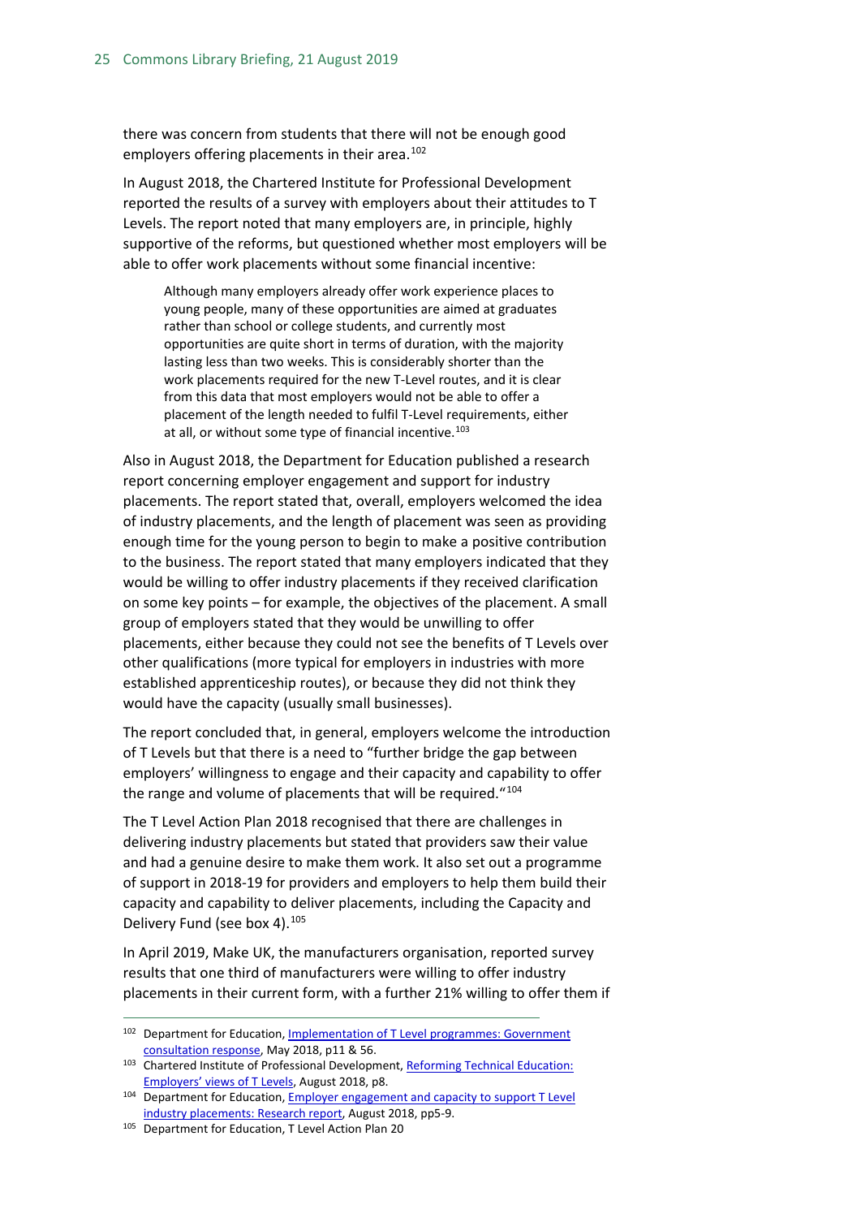there was concern from students that there will not be enough good employers offering placements in their area.[102]

In August 2018, the Chartered Institute for Professional Development reported the results of a survey with employers about their attitudes to T Levels. The report noted that many employers are, in principle, highly supportive of the reforms, but questioned whether most employers will be able to offer work placements without some financial incentive:

> Although many employers already offer work experience places to young people, many of these opportunities are aimed at graduates rather than school or college students, and currently most opportunities are quite short in terms of duration, with the majority lasting less than two weeks. This is considerably shorter than the work placements required for the new T-Level routes, and it is clear from this data that most employers would not be able to offer a placement of the length needed to fulfil T-Level requirements, either at all, or without some type of financial incentive.[103]

Also in August 2018, the Department for Education published a research report concerning employer engagement and support for industry placements. The report stated that, overall, employers welcomed the idea of industry placements, and the length of placement was seen as providing enough time for the young person to begin to make a positive contribution to the business. The report stated that many employers indicated that they would be willing to offer industry placements if they received clarification on some key points – for example, the objectives of the placement. A small group of employers stated that they would be unwilling to offer placements, either because they could not see the benefits of T Levels over other qualifications (more typical for employers in industries with more established apprenticeship routes), or because they did not think they would have the capacity (usually small businesses).

The report concluded that, in general, employers welcome the introduction of T Levels but that there is a need to "further bridge the gap between employers' willingness to engage and their capacity and capability to offer the range and volume of placements that will be required."[104]

The T Level Action Plan 2018 recognised that there are challenges in delivering industry placements but stated that providers saw their value and had a genuine desire to make them work. It also set out a programme of support in 2018-19 for providers and employers to help them build their capacity and capability to deliver placements, including the Capacity and Delivery Fund (see box 4).[105]

In April 2019, Make UK, the manufacturers organisation, reported survey results that one third of manufacturers were willing to offer industry placements in their current form, with a further 21% willing to offer them if

---

[102] Department for Education, Implementation of T Level programmes: Government consultation response, May 2018, p11 & 56.

[103] Chartered Institute of Professional Development, Reforming Technical Education: Employers' views of T Levels, August 2018, p8.

[104] Department for Education, Employer engagement and capacity to support T Level industry placements: Research report, August 2018, pp5-9.

[105] Department for Education, T Level Action Plan 20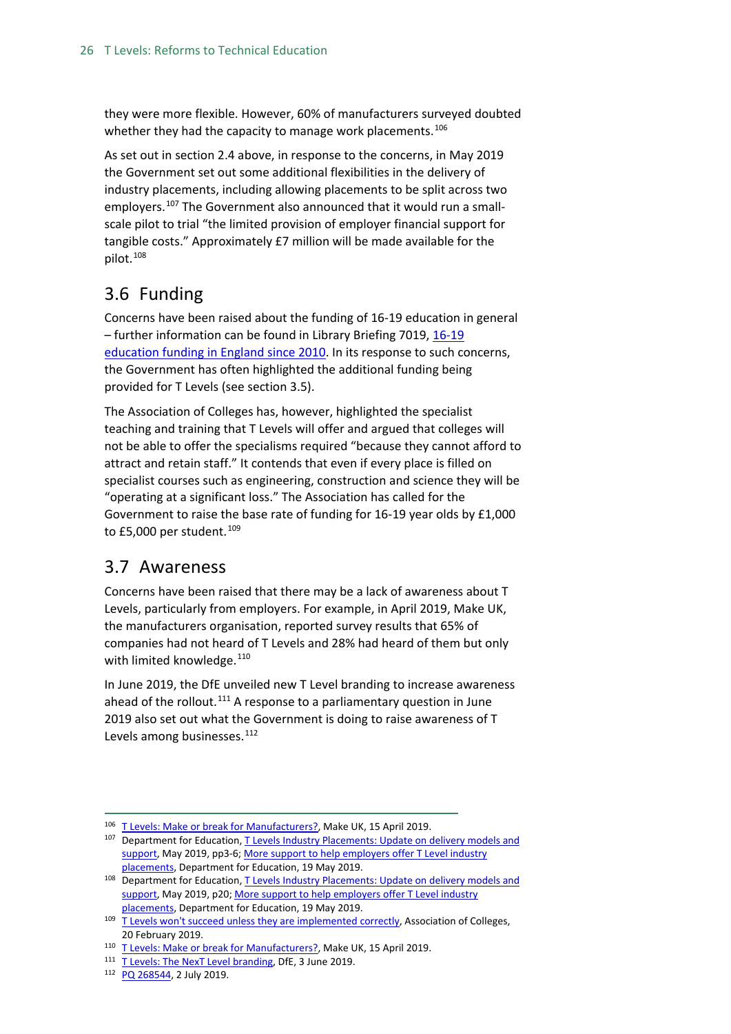they were more flexible. However, 60% of manufacturers surveyed doubted whether they had the capacity to manage work placements.[106]

As set out in section 2.4 above, in response to the concerns, in May 2019 the Government set out some additional flexibilities in the delivery of industry placements, including allowing placements to be split across two employers.[107] The Government also announced that it would run a small-scale pilot to trial "the limited provision of employer financial support for tangible costs." Approximately £7 million will be made available for the pilot.[108]

## 3.6 Funding

Concerns have been raised about the funding of 16-19 education in general – further information can be found in Library Briefing 7019, 16-19 education funding in England since 2010. In its response to such concerns, the Government has often highlighted the additional funding being provided for T Levels (see section 3.5).

The Association of Colleges has, however, highlighted the specialist teaching and training that T Levels will offer and argued that colleges will not be able to offer the specialisms required "because they cannot afford to attract and retain staff." It contends that even if every place is filled on specialist courses such as engineering, construction and science they will be "operating at a significant loss." The Association has called for the Government to raise the base rate of funding for 16-19 year olds by £1,000 to £5,000 per student.[109]

## 3.7 Awareness

Concerns have been raised that there may be a lack of awareness about T Levels, particularly from employers. For example, in April 2019, Make UK, the manufacturers organisation, reported survey results that 65% of companies had not heard of T Levels and 28% had heard of them but only with limited knowledge.[110]

In June 2019, the DfE unveiled new T Level branding to increase awareness ahead of the rollout.[111] A response to a parliamentary question in June 2019 also set out what the Government is doing to raise awareness of T Levels among businesses.[112]

---

[106] T Levels: Make or break for Manufacturers?, Make UK, 15 April 2019.

[107] Department for Education, T Levels Industry Placements: Update on delivery models and support, May 2019, pp3-6; More support to help employers offer T Level industry placements, Department for Education, 19 May 2019.

[108] Department for Education, T Levels Industry Placements: Update on delivery models and support, May 2019, p20; More support to help employers offer T Level industry placements, Department for Education, 19 May 2019.

[109] T Levels won't succeed unless they are implemented correctly, Association of Colleges, 20 February 2019.

[110] T Levels: Make or break for Manufacturers?, Make UK, 15 April 2019.

[111] T Levels: The NexT Level branding, DfE, 3 June 2019.

[112] PQ 268544, 2 July 2019.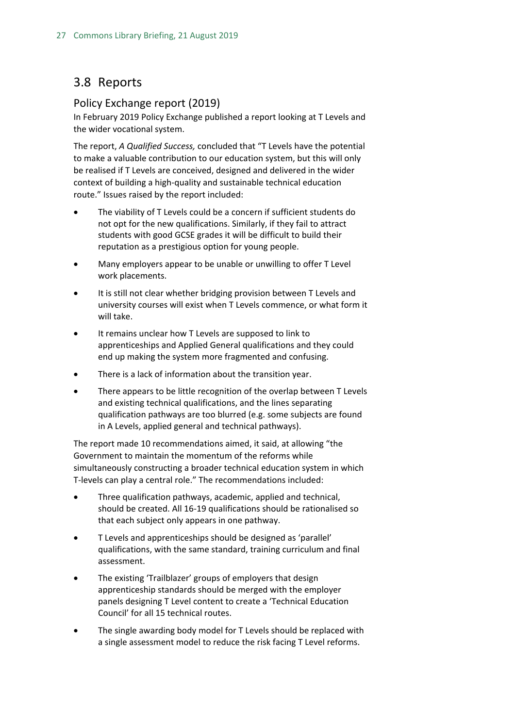## 3.8 Reports

### Policy Exchange report (2019)

In February 2019 Policy Exchange published a report looking at T Levels and the wider vocational system.

The report, *A Qualified Success,* concluded that "T Levels have the potential to make a valuable contribution to our education system, but this will only be realised if T Levels are conceived, designed and delivered in the wider context of building a high-quality and sustainable technical education route." Issues raised by the report included:

- The viability of T Levels could be a concern if sufficient students do not opt for the new qualifications. Similarly, if they fail to attract students with good GCSE grades it will be difficult to build their reputation as a prestigious option for young people.
- Many employers appear to be unable or unwilling to offer T Level work placements.
- It is still not clear whether bridging provision between T Levels and university courses will exist when T Levels commence, or what form it will take.
- It remains unclear how T Levels are supposed to link to apprenticeships and Applied General qualifications and they could end up making the system more fragmented and confusing.
- There is a lack of information about the transition year.
- There appears to be little recognition of the overlap between T Levels and existing technical qualifications, and the lines separating qualification pathways are too blurred (e.g. some subjects are found in A Levels, applied general and technical pathways).

The report made 10 recommendations aimed, it said, at allowing "the Government to maintain the momentum of the reforms while simultaneously constructing a broader technical education system in which T-levels can play a central role." The recommendations included:

- Three qualification pathways, academic, applied and technical, should be created. All 16-19 qualifications should be rationalised so that each subject only appears in one pathway.
- T Levels and apprenticeships should be designed as 'parallel' qualifications, with the same standard, training curriculum and final assessment.
- The existing 'Trailblazer' groups of employers that design apprenticeship standards should be merged with the employer panels designing T Level content to create a 'Technical Education Council' for all 15 technical routes.
- The single awarding body model for T Levels should be replaced with a single assessment model to reduce the risk facing T Level reforms.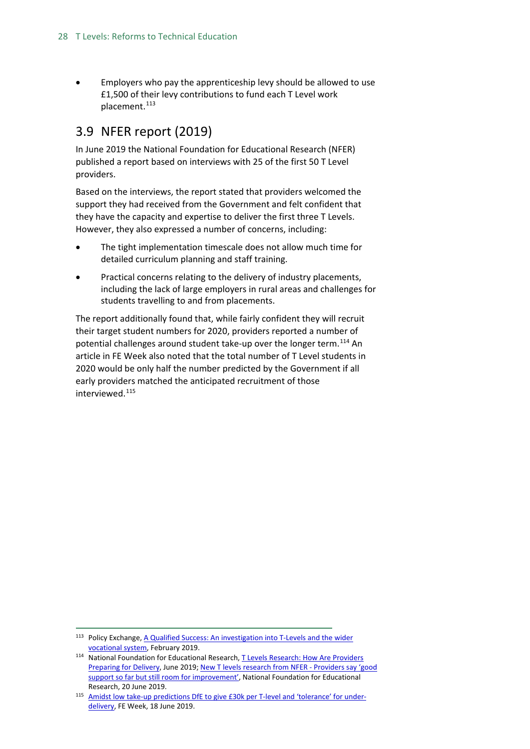- Employers who pay the apprenticeship levy should be allowed to use £1,500 of their levy contributions to fund each T Level work placement.[113]

## 3.9 NFER report (2019)

In June 2019 the National Foundation for Educational Research (NFER) published a report based on interviews with 25 of the first 50 T Level providers.

Based on the interviews, the report stated that providers welcomed the support they had received from the Government and felt confident that they have the capacity and expertise to deliver the first three T Levels. However, they also expressed a number of concerns, including:

- The tight implementation timescale does not allow much time for detailed curriculum planning and staff training.
- Practical concerns relating to the delivery of industry placements, including the lack of large employers in rural areas and challenges for students travelling to and from placements.

The report additionally found that, while fairly confident they will recruit their target student numbers for 2020, providers reported a number of potential challenges around student take-up over the longer term.[114] An article in FE Week also noted that the total number of T Level students in 2020 would be only half the number predicted by the Government if all early providers matched the anticipated recruitment of those interviewed.[115]

---

[113] Policy Exchange, A Qualified Success: An investigation into T-Levels and the wider vocational system, February 2019.

[114] National Foundation for Educational Research, T Levels Research: How Are Providers Preparing for Delivery, June 2019; New T levels research from NFER - Providers say 'good support so far but still room for improvement', National Foundation for Educational Research, 20 June 2019.

[115] Amidst low take-up predictions DfE to give £30k per T-level and 'tolerance' for under-delivery, FE Week, 18 June 2019.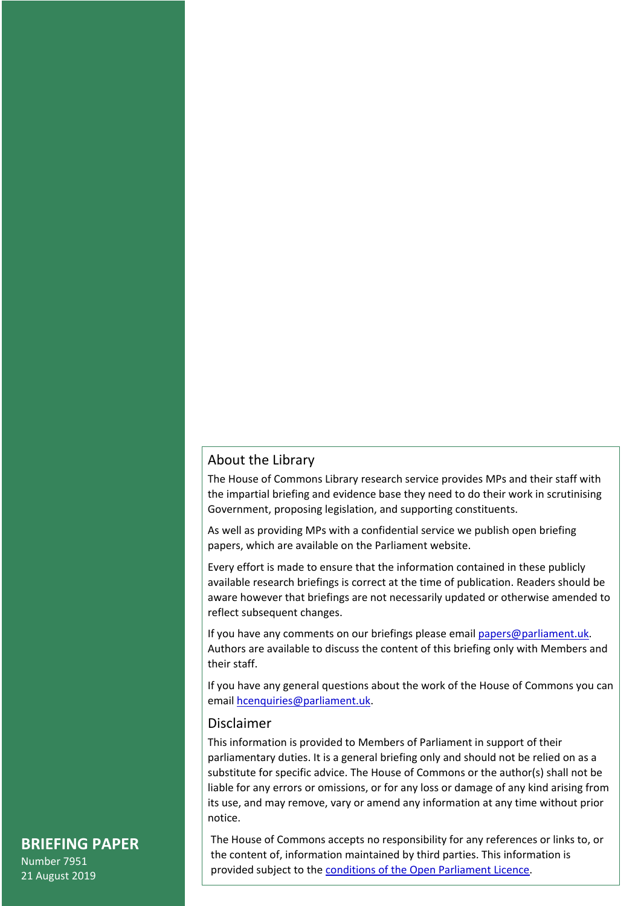## About the Library

The House of Commons Library research service provides MPs and their staff with the impartial briefing and evidence base they need to do their work in scrutinising Government, proposing legislation, and supporting constituents.

As well as providing MPs with a confidential service we publish open briefing papers, which are available on the Parliament website.

Every effort is made to ensure that the information contained in these publicly available research briefings is correct at the time of publication. Readers should be aware however that briefings are not necessarily updated or otherwise amended to reflect subsequent changes.

If you have any comments on our briefings please email papers@parliament.uk. Authors are available to discuss the content of this briefing only with Members and their staff.

If you have any general questions about the work of the House of Commons you can email hcenquiries@parliament.uk.

## Disclaimer

This information is provided to Members of Parliament in support of their parliamentary duties. It is a general briefing only and should not be relied on as a substitute for specific advice. The House of Commons or the author(s) shall not be liable for any errors or omissions, or for any loss or damage of any kind arising from its use, and may remove, vary or amend any information at any time without prior notice.

The House of Commons accepts no responsibility for any references or links to, or the content of, information maintained by third parties. This information is provided subject to the conditions of the Open Parliament Licence.

**BRIEFING PAPER**

Number 7951

21 August 2019